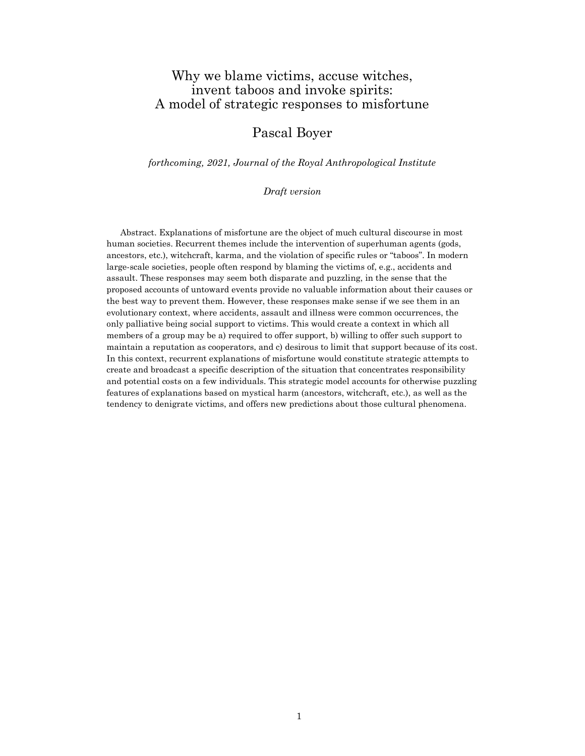# Why we blame victims, accuse witches, invent taboos and invoke spirits: A model of strategic responses to misfortune

Pascal Boyer

*forthcoming, 2021, Journal of the Royal Anthropological Institute*

*Draft version*

Abstract. Explanations of misfortune are the object of much cultural discourse in most human societies. Recurrent themes include the intervention of superhuman agents (gods, ancestors, etc.), witchcraft, karma, and the violation of specific rules or "taboos". In modern large-scale societies, people often respond by blaming the victims of, e.g., accidents and assault. These responses may seem both disparate and puzzling, in the sense that the proposed accounts of untoward events provide no valuable information about their causes or the best way to prevent them. However, these responses make sense if we see them in an evolutionary context, where accidents, assault and illness were common occurrences, the only palliative being social support to victims. This would create a context in which all members of a group may be a) required to offer support, b) willing to offer such support to maintain a reputation as cooperators, and c) desirous to limit that support because of its cost. In this context, recurrent explanations of misfortune would constitute strategic attempts to create and broadcast a specific description of the situation that concentrates responsibility and potential costs on a few individuals. This strategic model accounts for otherwise puzzling features of explanations based on mystical harm (ancestors, witchcraft, etc.), as well as the tendency to denigrate victims, and offers new predictions about those cultural phenomena.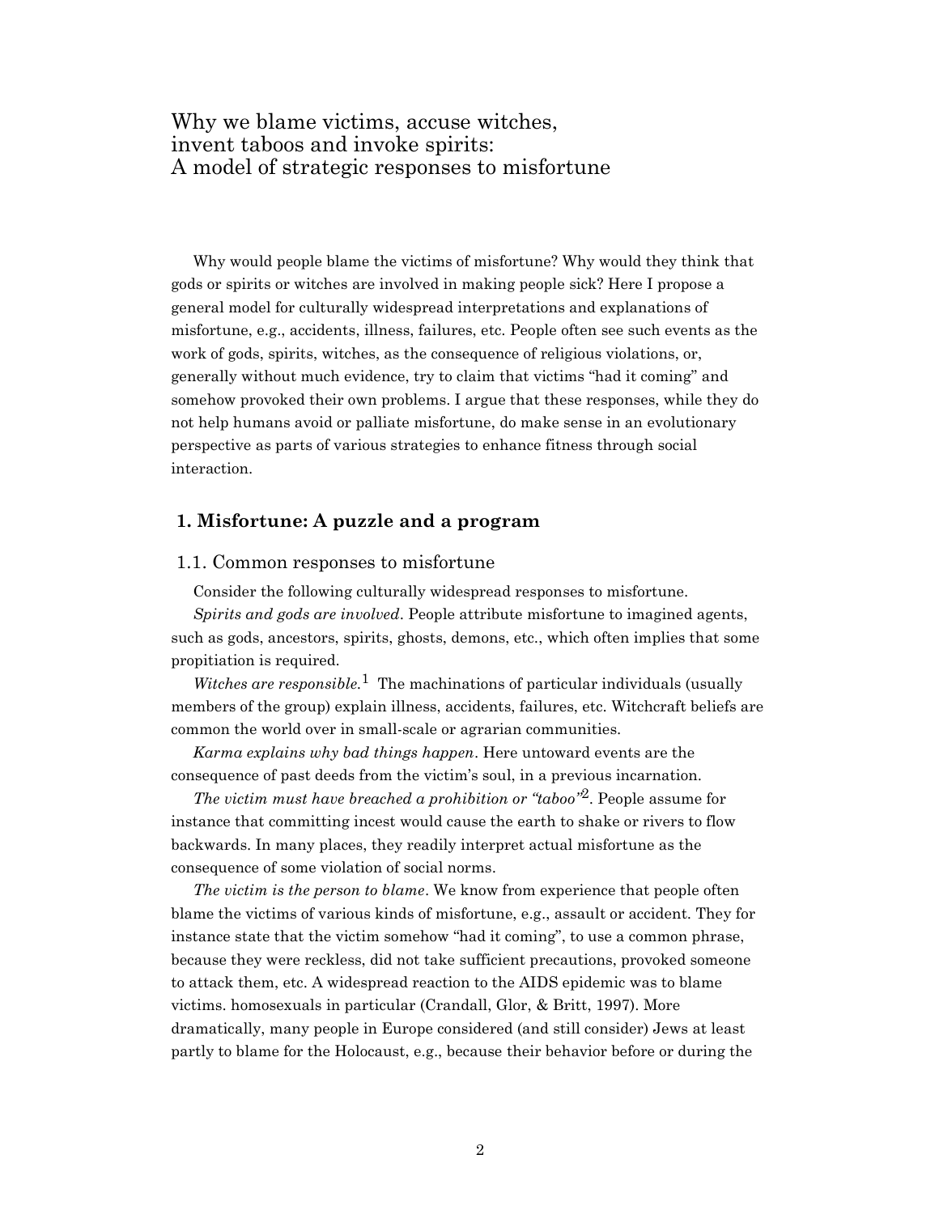# Why we blame victims, accuse witches, invent taboos and invoke spirits: A model of strategic responses to misfortune

Why would people blame the victims of misfortune? Why would they think that gods or spirits or witches are involved in making people sick? Here I propose a general model for culturally widespread interpretations and explanations of misfortune, e.g., accidents, illness, failures, etc. People often see such events as the work of gods, spirits, witches, as the consequence of religious violations, or, generally without much evidence, try to claim that victims "had it coming" and somehow provoked their own problems. I argue that these responses, while they do not help humans avoid or palliate misfortune, do make sense in an evolutionary perspective as parts of various strategies to enhance fitness through social interaction.

## 1. Misfortune: A puzzle and a program

### 1.1. Common responses to misfortune

Consider the following culturally widespread responses to misfortune.

*Spirits and gods are involved*. People attribute misfortune to imagined agents, such as gods, ancestors, spirits, ghosts, demons, etc., which often implies that some propitiation is required.

*Witches are responsible.*[1] The machinations of particular individuals (usually members of the group) explain illness, accidents, failures, etc. Witchcraft beliefs are common the world over in small-scale or agrarian communities.

*Karma explains why bad things happen*. Here untoward events are the consequence of past deeds from the victim's soul, in a previous incarnation.

*The victim must have breached a prohibition or "taboo"*[2]. People assume for instance that committing incest would cause the earth to shake or rivers to flow backwards. In many places, they readily interpret actual misfortune as the consequence of some violation of social norms.

*The victim is the person to blame*. We know from experience that people often blame the victims of various kinds of misfortune, e.g., assault or accident. They for instance state that the victim somehow "had it coming", to use a common phrase, because they were reckless, did not take sufficient precautions, provoked someone to attack them, etc. A widespread reaction to the AIDS epidemic was to blame victims. homosexuals in particular (Crandall, Glor, & Britt, 1997). More dramatically, many people in Europe considered (and still consider) Jews at least partly to blame for the Holocaust, e.g., because their behavior before or during the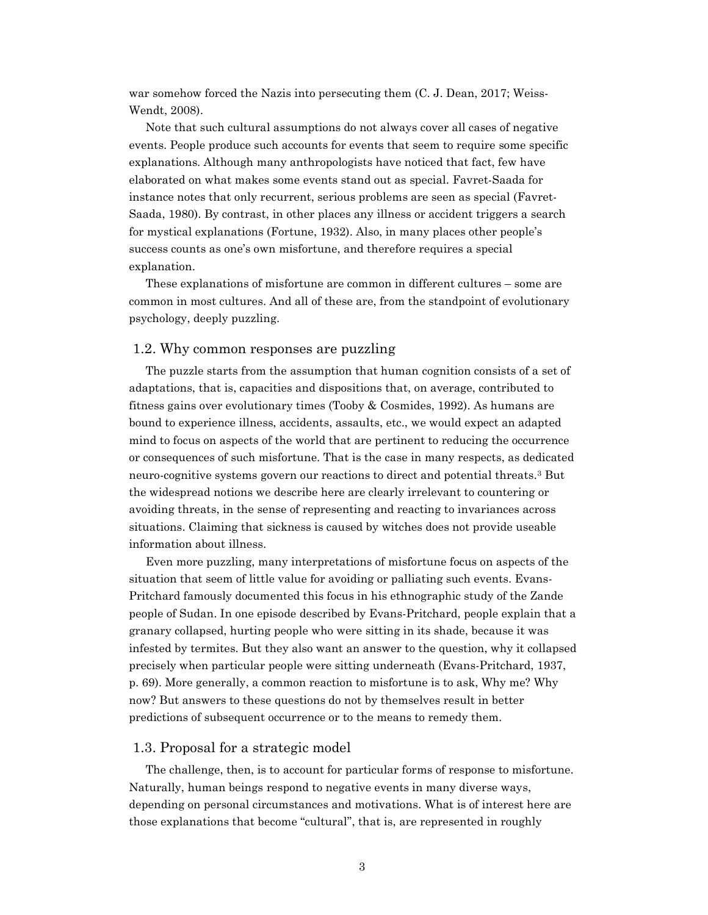war somehow forced the Nazis into persecuting them (C. J. Dean, 2017; Weiss-Wendt, 2008).

Note that such cultural assumptions do not always cover all cases of negative events. People produce such accounts for events that seem to require some specific explanations. Although many anthropologists have noticed that fact, few have elaborated on what makes some events stand out as special. Favret-Saada for instance notes that only recurrent, serious problems are seen as special (Favret-Saada, 1980). By contrast, in other places any illness or accident triggers a search for mystical explanations (Fortune, 1932). Also, in many places other people's success counts as one's own misfortune, and therefore requires a special explanation.

These explanations of misfortune are common in different cultures – some are common in most cultures. And all of these are, from the standpoint of evolutionary psychology, deeply puzzling.

## 1.2. Why common responses are puzzling

The puzzle starts from the assumption that human cognition consists of a set of adaptations, that is, capacities and dispositions that, on average, contributed to fitness gains over evolutionary times (Tooby & Cosmides, 1992). As humans are bound to experience illness, accidents, assaults, etc., we would expect an adapted mind to focus on aspects of the world that are pertinent to reducing the occurrence or consequences of such misfortune. That is the case in many respects, as dedicated neuro-cognitive systems govern our reactions to direct and potential threats.[3] But the widespread notions we describe here are clearly irrelevant to countering or avoiding threats, in the sense of representing and reacting to invariances across situations. Claiming that sickness is caused by witches does not provide useable information about illness.

Even more puzzling, many interpretations of misfortune focus on aspects of the situation that seem of little value for avoiding or palliating such events. Evans-Pritchard famously documented this focus in his ethnographic study of the Zande people of Sudan. In one episode described by Evans-Pritchard, people explain that a granary collapsed, hurting people who were sitting in its shade, because it was infested by termites. But they also want an answer to the question, why it collapsed precisely when particular people were sitting underneath (Evans-Pritchard, 1937, p. 69). More generally, a common reaction to misfortune is to ask, Why me? Why now? But answers to these questions do not by themselves result in better predictions of subsequent occurrence or to the means to remedy them.

## 1.3. Proposal for a strategic model

The challenge, then, is to account for particular forms of response to misfortune. Naturally, human beings respond to negative events in many diverse ways, depending on personal circumstances and motivations. What is of interest here are those explanations that become "cultural", that is, are represented in roughly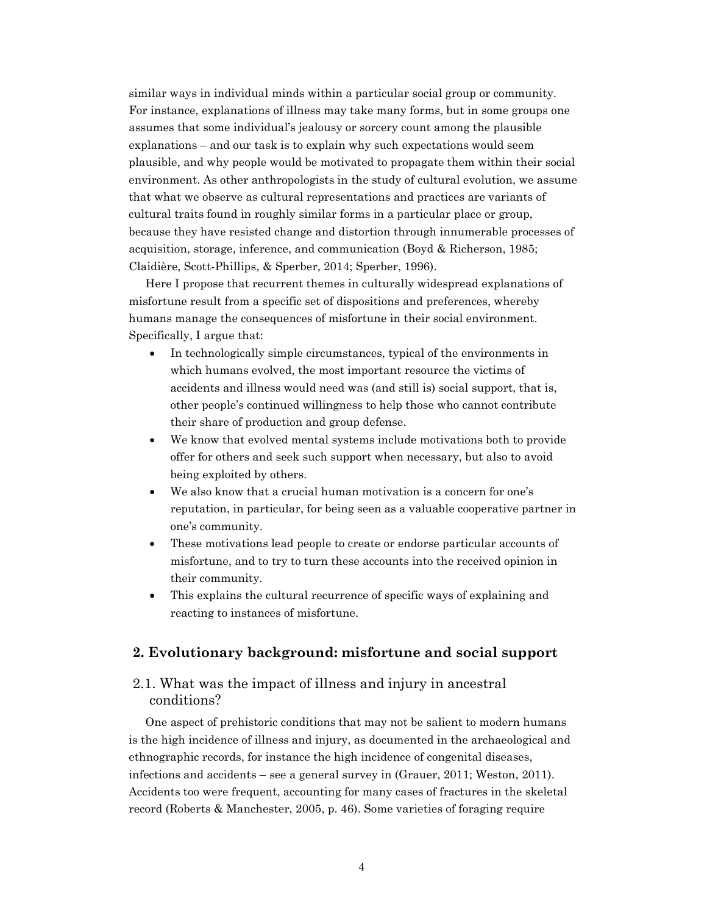similar ways in individual minds within a particular social group or community. For instance, explanations of illness may take many forms, but in some groups one assumes that some individual's jealousy or sorcery count among the plausible explanations – and our task is to explain why such expectations would seem plausible, and why people would be motivated to propagate them within their social environment. As other anthropologists in the study of cultural evolution, we assume that what we observe as cultural representations and practices are variants of cultural traits found in roughly similar forms in a particular place or group, because they have resisted change and distortion through innumerable processes of acquisition, storage, inference, and communication (Boyd & Richerson, 1985; Claidière, Scott-Phillips, & Sperber, 2014; Sperber, 1996).

Here I propose that recurrent themes in culturally widespread explanations of misfortune result from a specific set of dispositions and preferences, whereby humans manage the consequences of misfortune in their social environment. Specifically, I argue that:

- In technologically simple circumstances, typical of the environments in which humans evolved, the most important resource the victims of accidents and illness would need was (and still is) social support, that is, other people's continued willingness to help those who cannot contribute their share of production and group defense.
- We know that evolved mental systems include motivations both to provide offer for others and seek such support when necessary, but also to avoid being exploited by others.
- We also know that a crucial human motivation is a concern for one's reputation, in particular, for being seen as a valuable cooperative partner in one's community.
- These motivations lead people to create or endorse particular accounts of misfortune, and to try to turn these accounts into the received opinion in their community.
- This explains the cultural recurrence of specific ways of explaining and reacting to instances of misfortune.

## 2. Evolutionary background: misfortune and social support

### 2.1. What was the impact of illness and injury in ancestral conditions?

One aspect of prehistoric conditions that may not be salient to modern humans is the high incidence of illness and injury, as documented in the archaeological and ethnographic records, for instance the high incidence of congenital diseases, infections and accidents – see a general survey in (Grauer, 2011; Weston, 2011). Accidents too were frequent, accounting for many cases of fractures in the skeletal record (Roberts & Manchester, 2005, p. 46). Some varieties of foraging require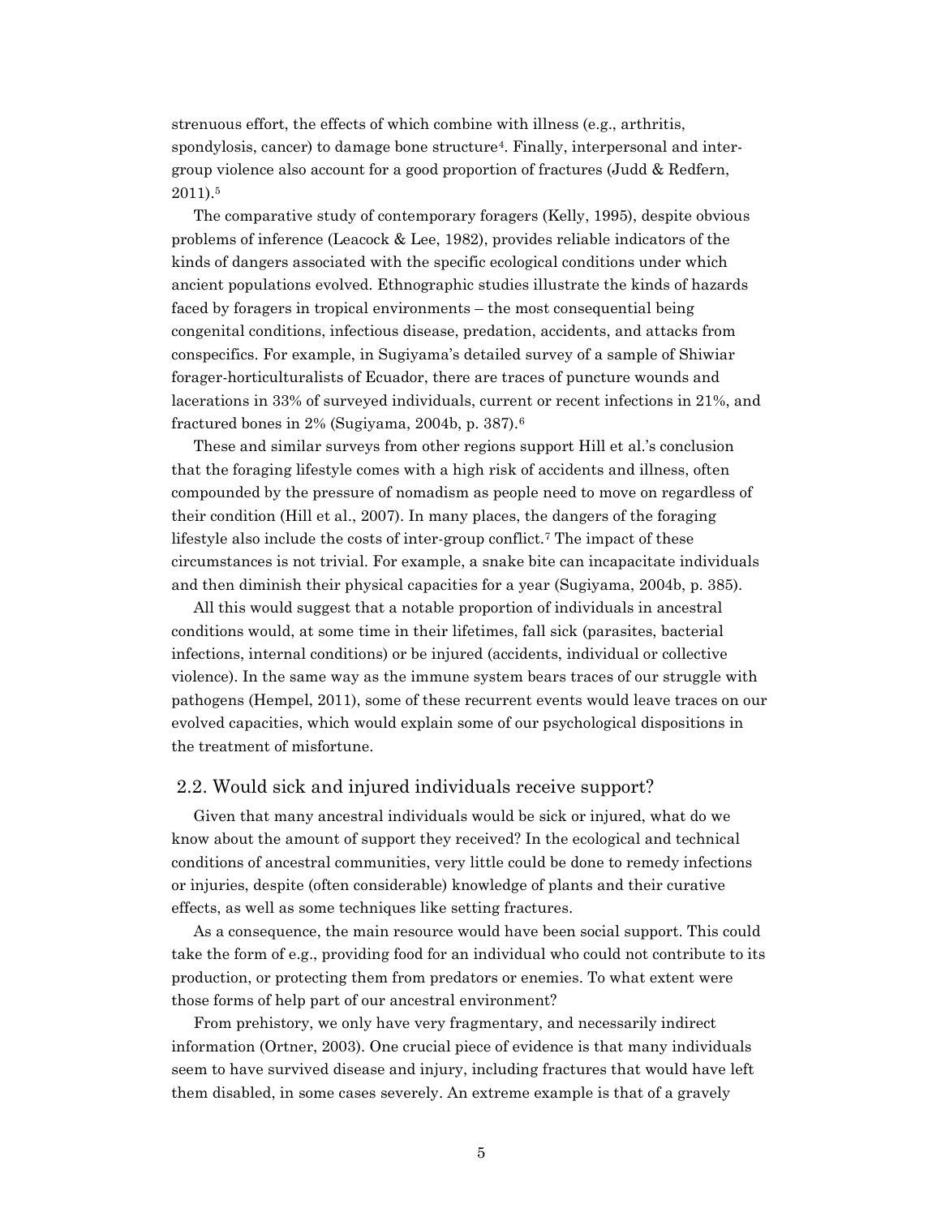strenuous effort, the effects of which combine with illness (e.g., arthritis, spondylosis, cancer) to damage bone structure[4]. Finally, interpersonal and inter-group violence also account for a good proportion of fractures (Judd & Redfern, 2011).[5]

The comparative study of contemporary foragers (Kelly, 1995), despite obvious problems of inference (Leacock & Lee, 1982), provides reliable indicators of the kinds of dangers associated with the specific ecological conditions under which ancient populations evolved. Ethnographic studies illustrate the kinds of hazards faced by foragers in tropical environments – the most consequential being congenital conditions, infectious disease, predation, accidents, and attacks from conspecifics. For example, in Sugiyama's detailed survey of a sample of Shiwiar forager-horticulturalists of Ecuador, there are traces of puncture wounds and lacerations in 33% of surveyed individuals, current or recent infections in 21%, and fractured bones in 2% (Sugiyama, 2004b, p. 387).[6]

These and similar surveys from other regions support Hill et al.'s conclusion that the foraging lifestyle comes with a high risk of accidents and illness, often compounded by the pressure of nomadism as people need to move on regardless of their condition (Hill et al., 2007). In many places, the dangers of the foraging lifestyle also include the costs of inter-group conflict.[7] The impact of these circumstances is not trivial. For example, a snake bite can incapacitate individuals and then diminish their physical capacities for a year (Sugiyama, 2004b, p. 385).

All this would suggest that a notable proportion of individuals in ancestral conditions would, at some time in their lifetimes, fall sick (parasites, bacterial infections, internal conditions) or be injured (accidents, individual or collective violence). In the same way as the immune system bears traces of our struggle with pathogens (Hempel, 2011), some of these recurrent events would leave traces on our evolved capacities, which would explain some of our psychological dispositions in the treatment of misfortune.

## 2.2. Would sick and injured individuals receive support?

Given that many ancestral individuals would be sick or injured, what do we know about the amount of support they received? In the ecological and technical conditions of ancestral communities, very little could be done to remedy infections or injuries, despite (often considerable) knowledge of plants and their curative effects, as well as some techniques like setting fractures.

As a consequence, the main resource would have been social support. This could take the form of e.g., providing food for an individual who could not contribute to its production, or protecting them from predators or enemies. To what extent were those forms of help part of our ancestral environment?

From prehistory, we only have very fragmentary, and necessarily indirect information (Ortner, 2003). One crucial piece of evidence is that many individuals seem to have survived disease and injury, including fractures that would have left them disabled, in some cases severely. An extreme example is that of a gravely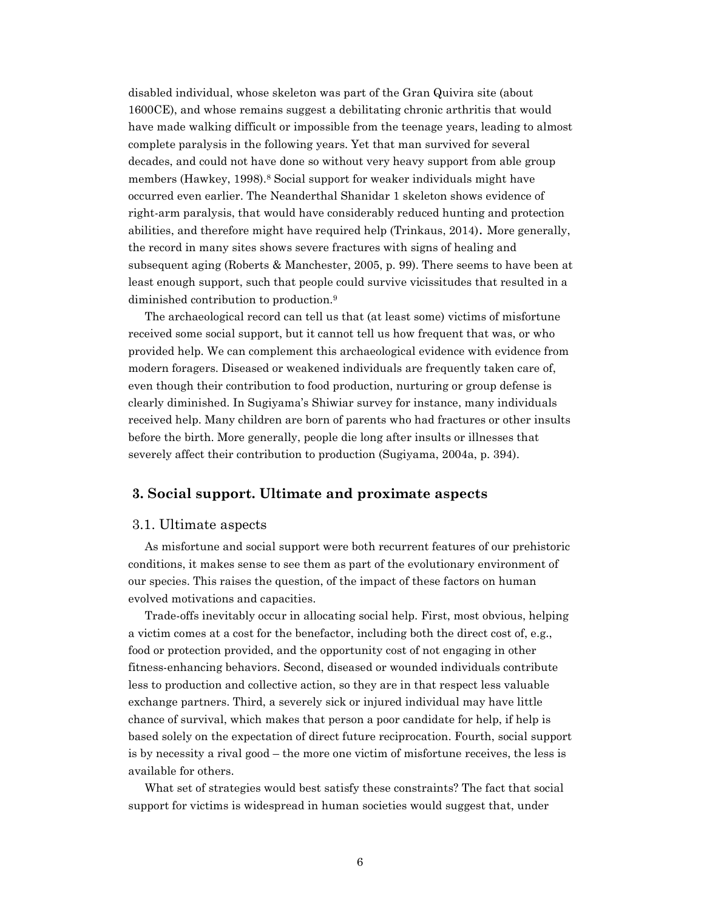disabled individual, whose skeleton was part of the Gran Quivira site (about 1600CE), and whose remains suggest a debilitating chronic arthritis that would have made walking difficult or impossible from the teenage years, leading to almost complete paralysis in the following years. Yet that man survived for several decades, and could not have done so without very heavy support from able group members (Hawkey, 1998).[8] Social support for weaker individuals might have occurred even earlier. The Neanderthal Shanidar 1 skeleton shows evidence of right-arm paralysis, that would have considerably reduced hunting and protection abilities, and therefore might have required help (Trinkaus, 2014). More generally, the record in many sites shows severe fractures with signs of healing and subsequent aging (Roberts & Manchester, 2005, p. 99). There seems to have been at least enough support, such that people could survive vicissitudes that resulted in a diminished contribution to production.[9]

The archaeological record can tell us that (at least some) victims of misfortune received some social support, but it cannot tell us how frequent that was, or who provided help. We can complement this archaeological evidence with evidence from modern foragers. Diseased or weakened individuals are frequently taken care of, even though their contribution to food production, nurturing or group defense is clearly diminished. In Sugiyama's Shiwiar survey for instance, many individuals received help. Many children are born of parents who had fractures or other insults before the birth. More generally, people die long after insults or illnesses that severely affect their contribution to production (Sugiyama, 2004a, p. 394).

## 3. Social support. Ultimate and proximate aspects

### 3.1. Ultimate aspects

As misfortune and social support were both recurrent features of our prehistoric conditions, it makes sense to see them as part of the evolutionary environment of our species. This raises the question, of the impact of these factors on human evolved motivations and capacities.

Trade-offs inevitably occur in allocating social help. First, most obvious, helping a victim comes at a cost for the benefactor, including both the direct cost of, e.g., food or protection provided, and the opportunity cost of not engaging in other fitness-enhancing behaviors. Second, diseased or wounded individuals contribute less to production and collective action, so they are in that respect less valuable exchange partners. Third, a severely sick or injured individual may have little chance of survival, which makes that person a poor candidate for help, if help is based solely on the expectation of direct future reciprocation. Fourth, social support is by necessity a rival good – the more one victim of misfortune receives, the less is available for others.

What set of strategies would best satisfy these constraints? The fact that social support for victims is widespread in human societies would suggest that, under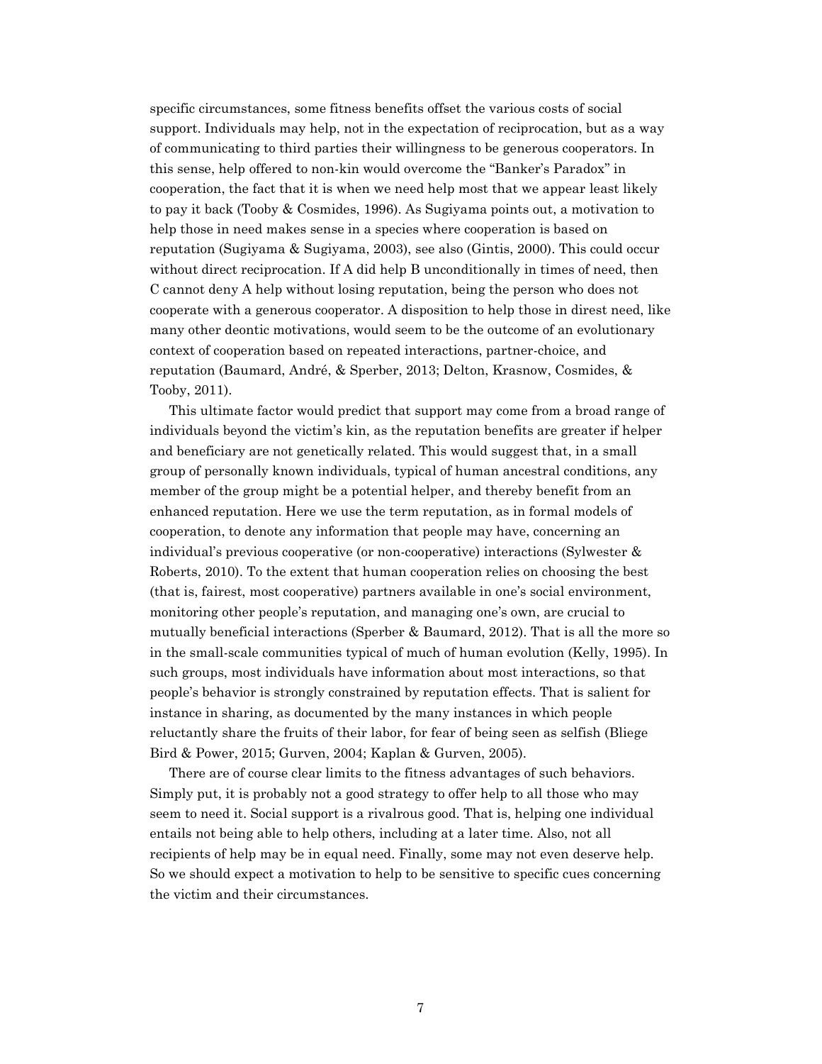specific circumstances, some fitness benefits offset the various costs of social support. Individuals may help, not in the expectation of reciprocation, but as a way of communicating to third parties their willingness to be generous cooperators. In this sense, help offered to non-kin would overcome the "Banker's Paradox" in cooperation, the fact that it is when we need help most that we appear least likely to pay it back (Tooby & Cosmides, 1996). As Sugiyama points out, a motivation to help those in need makes sense in a species where cooperation is based on reputation (Sugiyama & Sugiyama, 2003), see also (Gintis, 2000). This could occur without direct reciprocation. If A did help B unconditionally in times of need, then C cannot deny A help without losing reputation, being the person who does not cooperate with a generous cooperator. A disposition to help those in direst need, like many other deontic motivations, would seem to be the outcome of an evolutionary context of cooperation based on repeated interactions, partner-choice, and reputation (Baumard, André, & Sperber, 2013; Delton, Krasnow, Cosmides, & Tooby, 2011).

This ultimate factor would predict that support may come from a broad range of individuals beyond the victim's kin, as the reputation benefits are greater if helper and beneficiary are not genetically related. This would suggest that, in a small group of personally known individuals, typical of human ancestral conditions, any member of the group might be a potential helper, and thereby benefit from an enhanced reputation. Here we use the term reputation, as in formal models of cooperation, to denote any information that people may have, concerning an individual's previous cooperative (or non-cooperative) interactions (Sylwester & Roberts, 2010). To the extent that human cooperation relies on choosing the best (that is, fairest, most cooperative) partners available in one's social environment, monitoring other people's reputation, and managing one's own, are crucial to mutually beneficial interactions (Sperber & Baumard, 2012). That is all the more so in the small-scale communities typical of much of human evolution (Kelly, 1995). In such groups, most individuals have information about most interactions, so that people's behavior is strongly constrained by reputation effects. That is salient for instance in sharing, as documented by the many instances in which people reluctantly share the fruits of their labor, for fear of being seen as selfish (Bliege Bird & Power, 2015; Gurven, 2004; Kaplan & Gurven, 2005).

There are of course clear limits to the fitness advantages of such behaviors. Simply put, it is probably not a good strategy to offer help to all those who may seem to need it. Social support is a rivalrous good. That is, helping one individual entails not being able to help others, including at a later time. Also, not all recipients of help may be in equal need. Finally, some may not even deserve help. So we should expect a motivation to help to be sensitive to specific cues concerning the victim and their circumstances.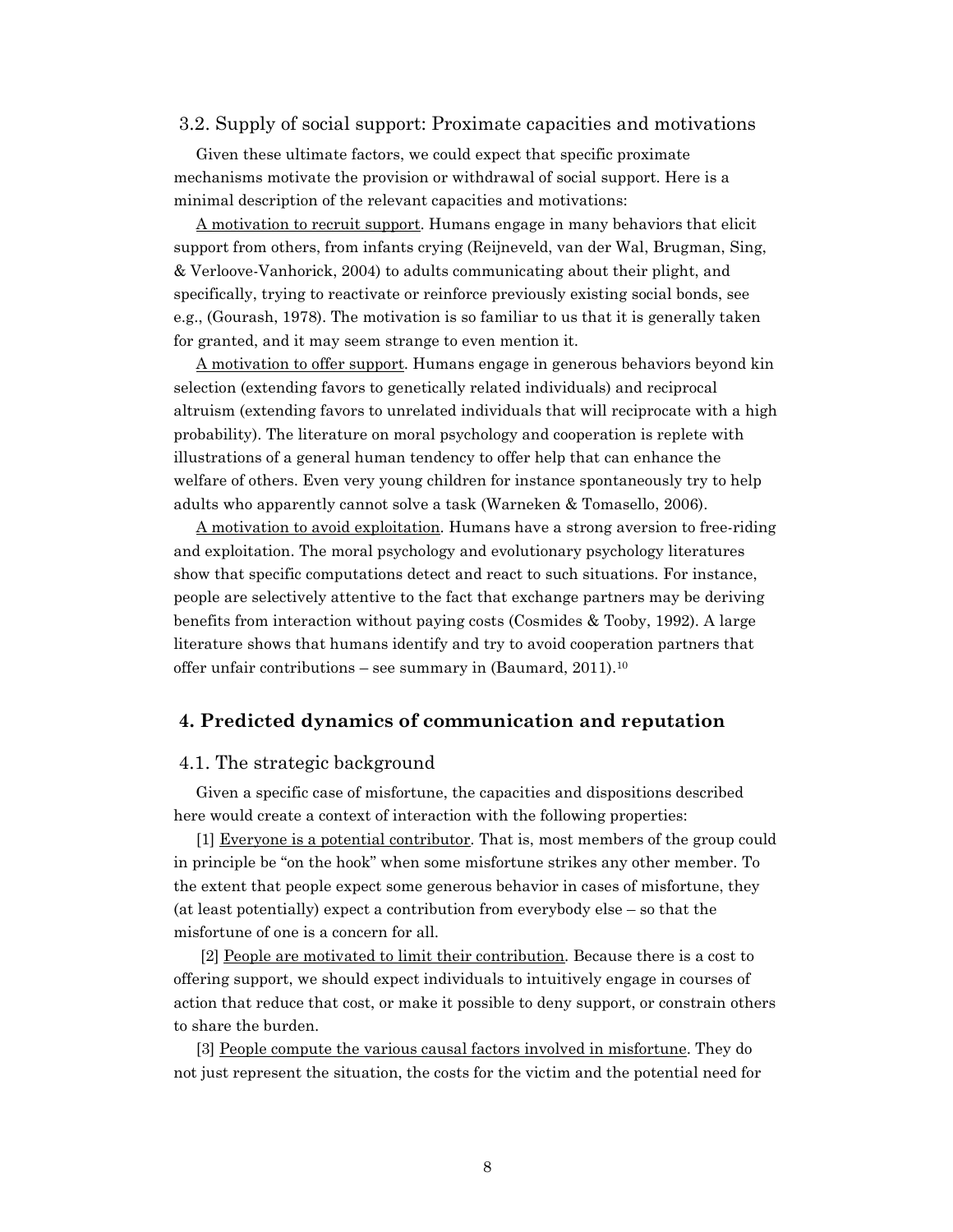### 3.2. Supply of social support: Proximate capacities and motivations

Given these ultimate factors, we could expect that specific proximate mechanisms motivate the provision or withdrawal of social support. Here is a minimal description of the relevant capacities and motivations:

A motivation to recruit support. Humans engage in many behaviors that elicit support from others, from infants crying (Reijneveld, van der Wal, Brugman, Sing, & Verloove-Vanhorick, 2004) to adults communicating about their plight, and specifically, trying to reactivate or reinforce previously existing social bonds, see e.g., (Gourash, 1978). The motivation is so familiar to us that it is generally taken for granted, and it may seem strange to even mention it.

A motivation to offer support. Humans engage in generous behaviors beyond kin selection (extending favors to genetically related individuals) and reciprocal altruism (extending favors to unrelated individuals that will reciprocate with a high probability). The literature on moral psychology and cooperation is replete with illustrations of a general human tendency to offer help that can enhance the welfare of others. Even very young children for instance spontaneously try to help adults who apparently cannot solve a task (Warneken & Tomasello, 2006).

A motivation to avoid exploitation. Humans have a strong aversion to free-riding and exploitation. The moral psychology and evolutionary psychology literatures show that specific computations detect and react to such situations. For instance, people are selectively attentive to the fact that exchange partners may be deriving benefits from interaction without paying costs (Cosmides & Tooby, 1992). A large literature shows that humans identify and try to avoid cooperation partners that offer unfair contributions – see summary in (Baumard, 2011).[10]

## 4. Predicted dynamics of communication and reputation

### 4.1. The strategic background

Given a specific case of misfortune, the capacities and dispositions described here would create a context of interaction with the following properties:

[1] Everyone is a potential contributor. That is, most members of the group could in principle be "on the hook" when some misfortune strikes any other member. To the extent that people expect some generous behavior in cases of misfortune, they (at least potentially) expect a contribution from everybody else – so that the misfortune of one is a concern for all.

[2] People are motivated to limit their contribution. Because there is a cost to offering support, we should expect individuals to intuitively engage in courses of action that reduce that cost, or make it possible to deny support, or constrain others to share the burden.

[3] People compute the various causal factors involved in misfortune. They do not just represent the situation, the costs for the victim and the potential need for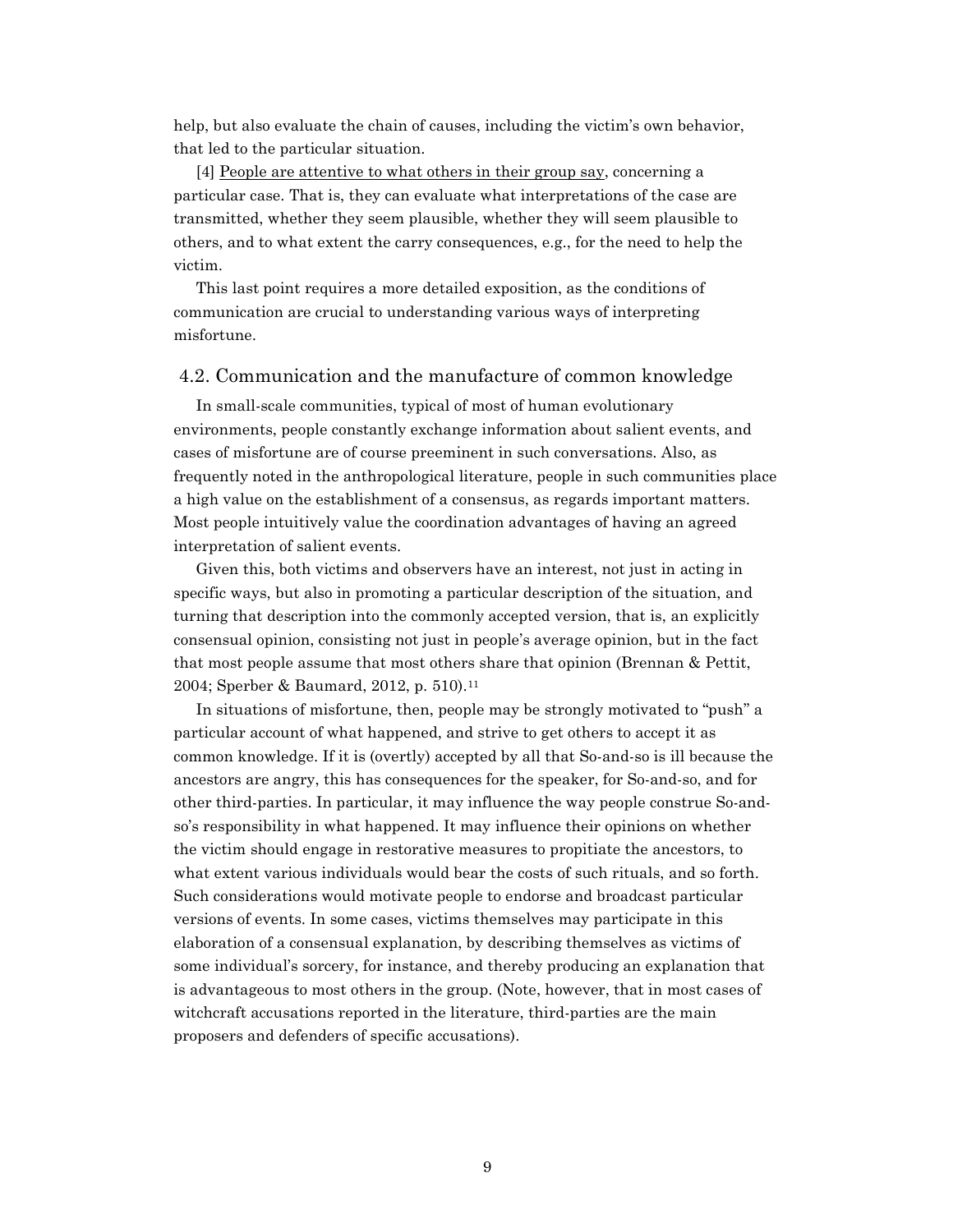help, but also evaluate the chain of causes, including the victim's own behavior, that led to the particular situation.

[4] <u>People are attentive to what others in their group say</u>, concerning a particular case. That is, they can evaluate what interpretations of the case are transmitted, whether they seem plausible, whether they will seem plausible to others, and to what extent the carry consequences, e.g., for the need to help the victim.

This last point requires a more detailed exposition, as the conditions of communication are crucial to understanding various ways of interpreting misfortune.

## 4.2. Communication and the manufacture of common knowledge

In small-scale communities, typical of most of human evolutionary environments, people constantly exchange information about salient events, and cases of misfortune are of course preeminent in such conversations. Also, as frequently noted in the anthropological literature, people in such communities place a high value on the establishment of a consensus, as regards important matters. Most people intuitively value the coordination advantages of having an agreed interpretation of salient events.

Given this, both victims and observers have an interest, not just in acting in specific ways, but also in promoting a particular description of the situation, and turning that description into the commonly accepted version, that is, an explicitly consensual opinion, consisting not just in people's average opinion, but in the fact that most people assume that most others share that opinion (Brennan & Pettit, 2004; Sperber & Baumard, 2012, p. 510).[11]

In situations of misfortune, then, people may be strongly motivated to "push" a particular account of what happened, and strive to get others to accept it as common knowledge. If it is (overtly) accepted by all that So-and-so is ill because the ancestors are angry, this has consequences for the speaker, for So-and-so, and for other third-parties. In particular, it may influence the way people construe So-and-so's responsibility in what happened. It may influence their opinions on whether the victim should engage in restorative measures to propitiate the ancestors, to what extent various individuals would bear the costs of such rituals, and so forth. Such considerations would motivate people to endorse and broadcast particular versions of events. In some cases, victims themselves may participate in this elaboration of a consensual explanation, by describing themselves as victims of some individual's sorcery, for instance, and thereby producing an explanation that is advantageous to most others in the group. (Note, however, that in most cases of witchcraft accusations reported in the literature, third-parties are the main proposers and defenders of specific accusations).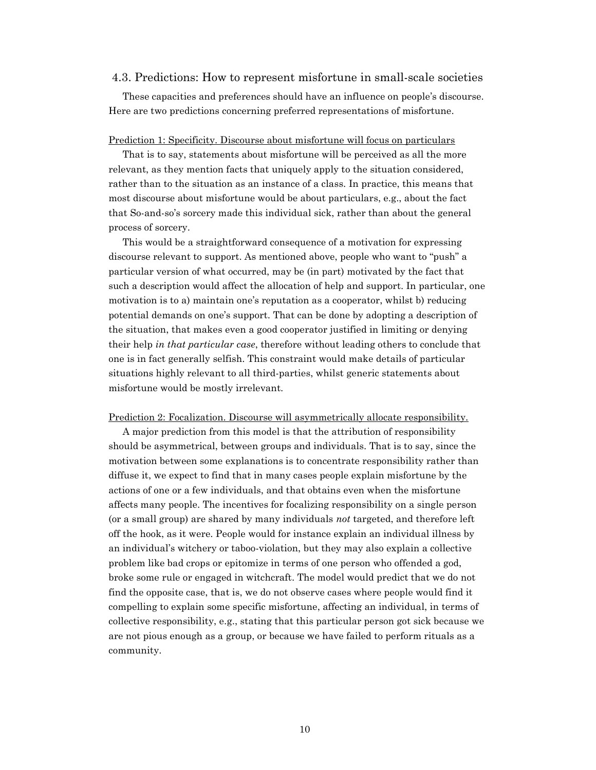### 4.3. Predictions: How to represent misfortune in small-scale societies

These capacities and preferences should have an influence on people's discourse. Here are two predictions concerning preferred representations of misfortune.

Prediction 1: Specificity. Discourse about misfortune will focus on particulars

That is to say, statements about misfortune will be perceived as all the more relevant, as they mention facts that uniquely apply to the situation considered, rather than to the situation as an instance of a class. In practice, this means that most discourse about misfortune would be about particulars, e.g., about the fact that So-and-so's sorcery made this individual sick, rather than about the general process of sorcery.

This would be a straightforward consequence of a motivation for expressing discourse relevant to support. As mentioned above, people who want to "push" a particular version of what occurred, may be (in part) motivated by the fact that such a description would affect the allocation of help and support. In particular, one motivation is to a) maintain one's reputation as a cooperator, whilst b) reducing potential demands on one's support. That can be done by adopting a description of the situation, that makes even a good cooperator justified in limiting or denying their help *in that particular case*, therefore without leading others to conclude that one is in fact generally selfish. This constraint would make details of particular situations highly relevant to all third-parties, whilst generic statements about misfortune would be mostly irrelevant.

Prediction 2: Focalization. Discourse will asymmetrically allocate responsibility.

A major prediction from this model is that the attribution of responsibility should be asymmetrical, between groups and individuals. That is to say, since the motivation between some explanations is to concentrate responsibility rather than diffuse it, we expect to find that in many cases people explain misfortune by the actions of one or a few individuals, and that obtains even when the misfortune affects many people. The incentives for focalizing responsibility on a single person (or a small group) are shared by many individuals *not* targeted, and therefore left off the hook, as it were. People would for instance explain an individual illness by an individual's witchery or taboo-violation, but they may also explain a collective problem like bad crops or epitomize in terms of one person who offended a god, broke some rule or engaged in witchcraft. The model would predict that we do not find the opposite case, that is, we do not observe cases where people would find it compelling to explain some specific misfortune, affecting an individual, in terms of collective responsibility, e.g., stating that this particular person got sick because we are not pious enough as a group, or because we have failed to perform rituals as a community.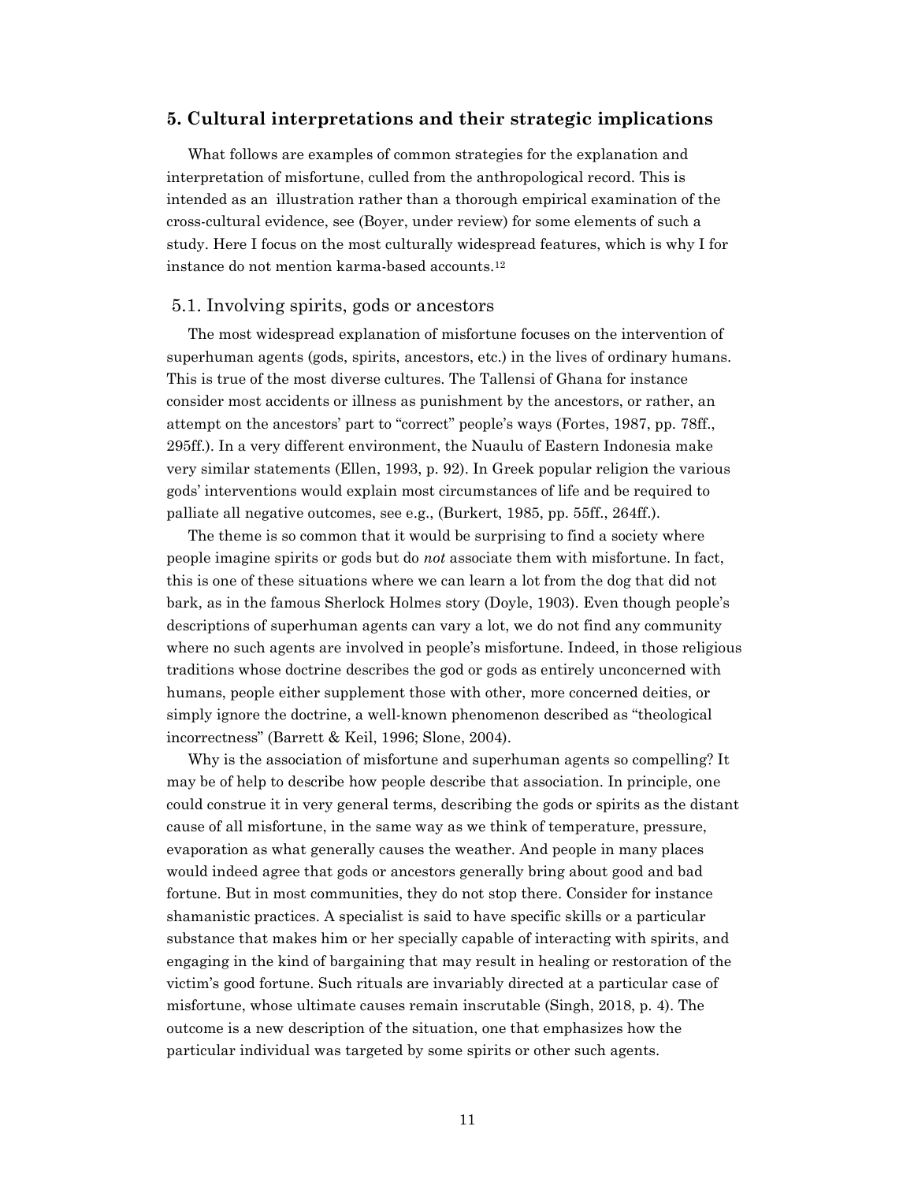## 5. Cultural interpretations and their strategic implications

What follows are examples of common strategies for the explanation and interpretation of misfortune, culled from the anthropological record. This is intended as an illustration rather than a thorough empirical examination of the cross-cultural evidence, see (Boyer, under review) for some elements of such a study. Here I focus on the most culturally widespread features, which is why I for instance do not mention karma-based accounts.[12]

### 5.1. Involving spirits, gods or ancestors

The most widespread explanation of misfortune focuses on the intervention of superhuman agents (gods, spirits, ancestors, etc.) in the lives of ordinary humans. This is true of the most diverse cultures. The Tallensi of Ghana for instance consider most accidents or illness as punishment by the ancestors, or rather, an attempt on the ancestors' part to "correct" people's ways (Fortes, 1987, pp. 78ff., 295ff.). In a very different environment, the Nuaulu of Eastern Indonesia make very similar statements (Ellen, 1993, p. 92). In Greek popular religion the various gods' interventions would explain most circumstances of life and be required to palliate all negative outcomes, see e.g., (Burkert, 1985, pp. 55ff., 264ff.).

The theme is so common that it would be surprising to find a society where people imagine spirits or gods but do *not* associate them with misfortune. In fact, this is one of these situations where we can learn a lot from the dog that did not bark, as in the famous Sherlock Holmes story (Doyle, 1903). Even though people's descriptions of superhuman agents can vary a lot, we do not find any community where no such agents are involved in people's misfortune. Indeed, in those religious traditions whose doctrine describes the god or gods as entirely unconcerned with humans, people either supplement those with other, more concerned deities, or simply ignore the doctrine, a well-known phenomenon described as "theological incorrectness" (Barrett & Keil, 1996; Slone, 2004).

Why is the association of misfortune and superhuman agents so compelling? It may be of help to describe how people describe that association. In principle, one could construe it in very general terms, describing the gods or spirits as the distant cause of all misfortune, in the same way as we think of temperature, pressure, evaporation as what generally causes the weather. And people in many places would indeed agree that gods or ancestors generally bring about good and bad fortune. But in most communities, they do not stop there. Consider for instance shamanistic practices. A specialist is said to have specific skills or a particular substance that makes him or her specially capable of interacting with spirits, and engaging in the kind of bargaining that may result in healing or restoration of the victim's good fortune. Such rituals are invariably directed at a particular case of misfortune, whose ultimate causes remain inscrutable (Singh, 2018, p. 4). The outcome is a new description of the situation, one that emphasizes how the particular individual was targeted by some spirits or other such agents.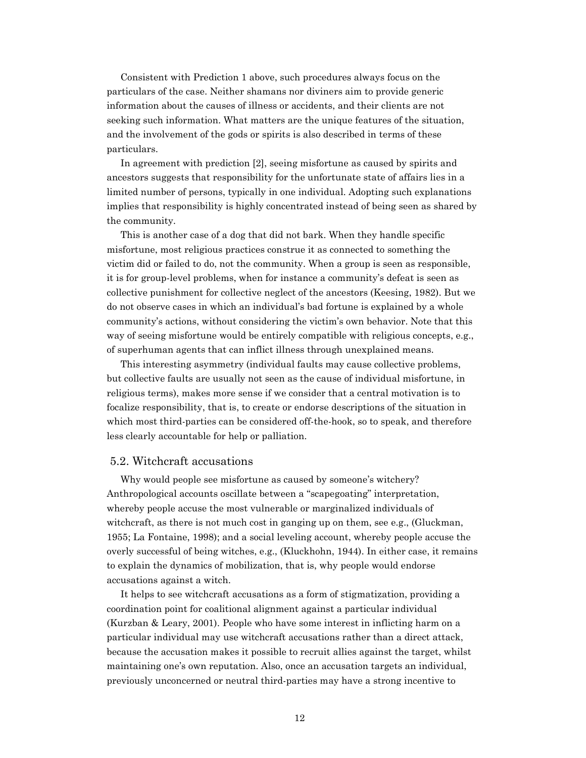Consistent with Prediction 1 above, such procedures always focus on the particulars of the case. Neither shamans nor diviners aim to provide generic information about the causes of illness or accidents, and their clients are not seeking such information. What matters are the unique features of the situation, and the involvement of the gods or spirits is also described in terms of these particulars.

In agreement with prediction [2], seeing misfortune as caused by spirits and ancestors suggests that responsibility for the unfortunate state of affairs lies in a limited number of persons, typically in one individual. Adopting such explanations implies that responsibility is highly concentrated instead of being seen as shared by the community.

This is another case of a dog that did not bark. When they handle specific misfortune, most religious practices construe it as connected to something the victim did or failed to do, not the community. When a group is seen as responsible, it is for group-level problems, when for instance a community's defeat is seen as collective punishment for collective neglect of the ancestors (Keesing, 1982). But we do not observe cases in which an individual's bad fortune is explained by a whole community's actions, without considering the victim's own behavior. Note that this way of seeing misfortune would be entirely compatible with religious concepts, e.g., of superhuman agents that can inflict illness through unexplained means.

This interesting asymmetry (individual faults may cause collective problems, but collective faults are usually not seen as the cause of individual misfortune, in religious terms), makes more sense if we consider that a central motivation is to focalize responsibility, that is, to create or endorse descriptions of the situation in which most third-parties can be considered off-the-hook, so to speak, and therefore less clearly accountable for help or palliation.

## 5.2. Witchcraft accusations

Why would people see misfortune as caused by someone's witchery? Anthropological accounts oscillate between a "scapegoating" interpretation, whereby people accuse the most vulnerable or marginalized individuals of witchcraft, as there is not much cost in ganging up on them, see e.g., (Gluckman, 1955; La Fontaine, 1998); and a social leveling account, whereby people accuse the overly successful of being witches, e.g., (Kluckhohn, 1944). In either case, it remains to explain the dynamics of mobilization, that is, why people would endorse accusations against a witch.

It helps to see witchcraft accusations as a form of stigmatization, providing a coordination point for coalitional alignment against a particular individual (Kurzban & Leary, 2001). People who have some interest in inflicting harm on a particular individual may use witchcraft accusations rather than a direct attack, because the accusation makes it possible to recruit allies against the target, whilst maintaining one's own reputation. Also, once an accusation targets an individual, previously unconcerned or neutral third-parties may have a strong incentive to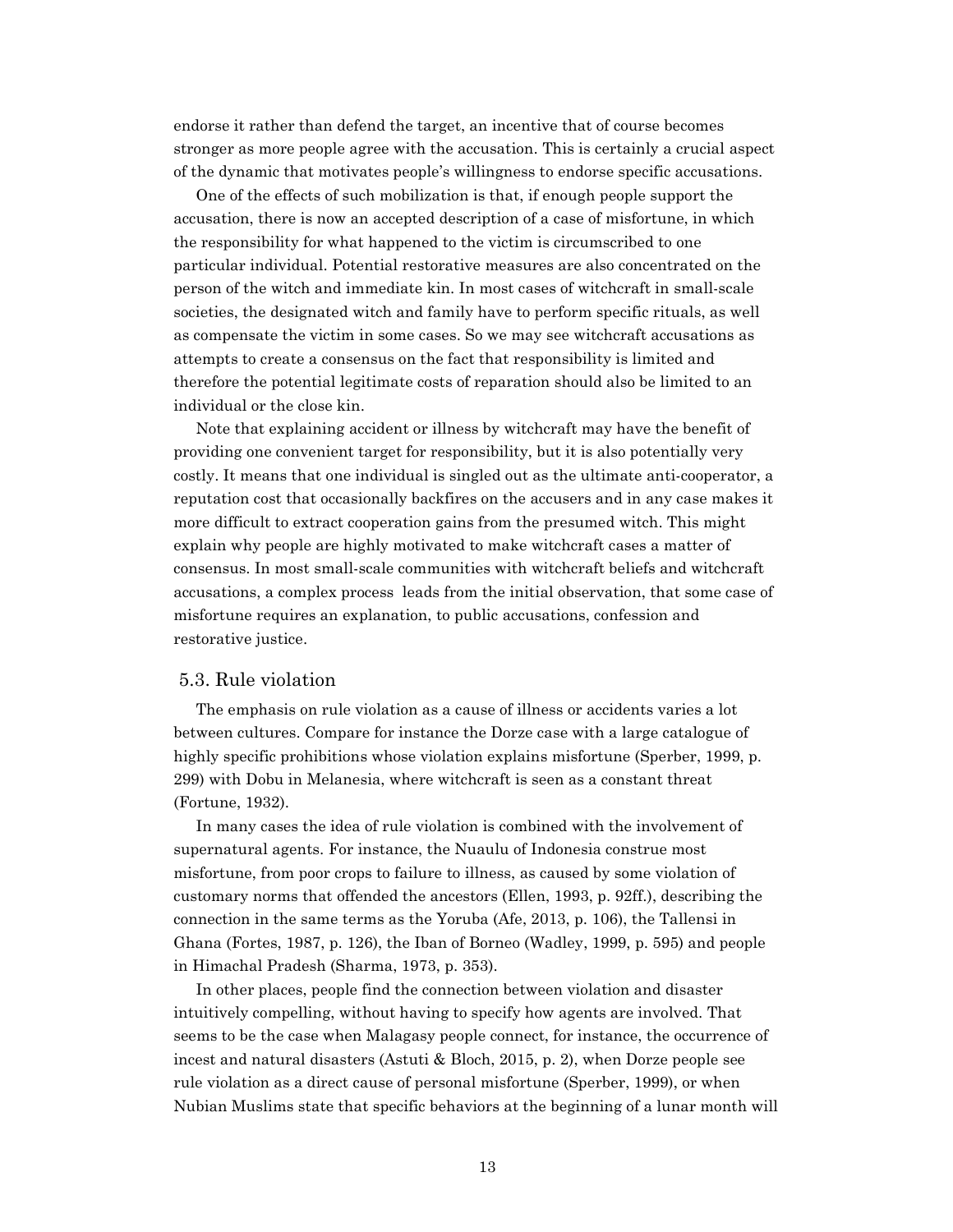endorse it rather than defend the target, an incentive that of course becomes stronger as more people agree with the accusation. This is certainly a crucial aspect of the dynamic that motivates people's willingness to endorse specific accusations.

One of the effects of such mobilization is that, if enough people support the accusation, there is now an accepted description of a case of misfortune, in which the responsibility for what happened to the victim is circumscribed to one particular individual. Potential restorative measures are also concentrated on the person of the witch and immediate kin. In most cases of witchcraft in small-scale societies, the designated witch and family have to perform specific rituals, as well as compensate the victim in some cases. So we may see witchcraft accusations as attempts to create a consensus on the fact that responsibility is limited and therefore the potential legitimate costs of reparation should also be limited to an individual or the close kin.

Note that explaining accident or illness by witchcraft may have the benefit of providing one convenient target for responsibility, but it is also potentially very costly. It means that one individual is singled out as the ultimate anti-cooperator, a reputation cost that occasionally backfires on the accusers and in any case makes it more difficult to extract cooperation gains from the presumed witch. This might explain why people are highly motivated to make witchcraft cases a matter of consensus. In most small-scale communities with witchcraft beliefs and witchcraft accusations, a complex process leads from the initial observation, that some case of misfortune requires an explanation, to public accusations, confession and restorative justice.

## 5.3. Rule violation

The emphasis on rule violation as a cause of illness or accidents varies a lot between cultures. Compare for instance the Dorze case with a large catalogue of highly specific prohibitions whose violation explains misfortune (Sperber, 1999, p. 299) with Dobu in Melanesia, where witchcraft is seen as a constant threat (Fortune, 1932).

In many cases the idea of rule violation is combined with the involvement of supernatural agents. For instance, the Nuaulu of Indonesia construe most misfortune, from poor crops to failure to illness, as caused by some violation of customary norms that offended the ancestors (Ellen, 1993, p. 92ff.), describing the connection in the same terms as the Yoruba (Afe, 2013, p. 106), the Tallensi in Ghana (Fortes, 1987, p. 126), the Iban of Borneo (Wadley, 1999, p. 595) and people in Himachal Pradesh (Sharma, 1973, p. 353).

In other places, people find the connection between violation and disaster intuitively compelling, without having to specify how agents are involved. That seems to be the case when Malagasy people connect, for instance, the occurrence of incest and natural disasters (Astuti & Bloch, 2015, p. 2), when Dorze people see rule violation as a direct cause of personal misfortune (Sperber, 1999), or when Nubian Muslims state that specific behaviors at the beginning of a lunar month will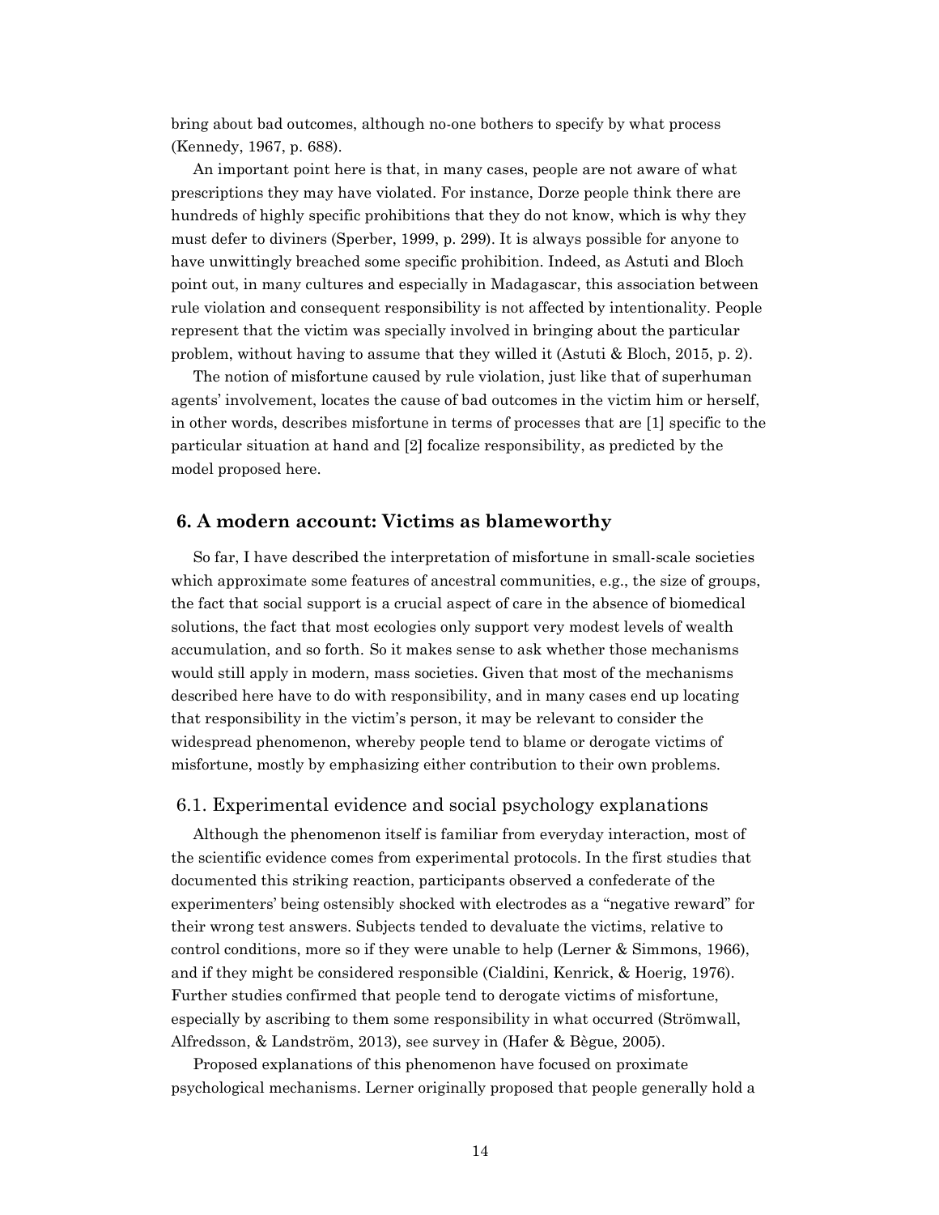bring about bad outcomes, although no-one bothers to specify by what process (Kennedy, 1967, p. 688).

An important point here is that, in many cases, people are not aware of what prescriptions they may have violated. For instance, Dorze people think there are hundreds of highly specific prohibitions that they do not know, which is why they must defer to diviners (Sperber, 1999, p. 299). It is always possible for anyone to have unwittingly breached some specific prohibition. Indeed, as Astuti and Bloch point out, in many cultures and especially in Madagascar, this association between rule violation and consequent responsibility is not affected by intentionality. People represent that the victim was specially involved in bringing about the particular problem, without having to assume that they willed it (Astuti & Bloch, 2015, p. 2).

The notion of misfortune caused by rule violation, just like that of superhuman agents' involvement, locates the cause of bad outcomes in the victim him or herself, in other words, describes misfortune in terms of processes that are [1] specific to the particular situation at hand and [2] focalize responsibility, as predicted by the model proposed here.

## 6. A modern account: Victims as blameworthy

So far, I have described the interpretation of misfortune in small-scale societies which approximate some features of ancestral communities, e.g., the size of groups, the fact that social support is a crucial aspect of care in the absence of biomedical solutions, the fact that most ecologies only support very modest levels of wealth accumulation, and so forth. So it makes sense to ask whether those mechanisms would still apply in modern, mass societies. Given that most of the mechanisms described here have to do with responsibility, and in many cases end up locating that responsibility in the victim's person, it may be relevant to consider the widespread phenomenon, whereby people tend to blame or derogate victims of misfortune, mostly by emphasizing either contribution to their own problems.

### 6.1. Experimental evidence and social psychology explanations

Although the phenomenon itself is familiar from everyday interaction, most of the scientific evidence comes from experimental protocols. In the first studies that documented this striking reaction, participants observed a confederate of the experimenters' being ostensibly shocked with electrodes as a "negative reward" for their wrong test answers. Subjects tended to devaluate the victims, relative to control conditions, more so if they were unable to help (Lerner & Simmons, 1966), and if they might be considered responsible (Cialdini, Kenrick, & Hoerig, 1976). Further studies confirmed that people tend to derogate victims of misfortune, especially by ascribing to them some responsibility in what occurred (Strömwall, Alfredsson, & Landström, 2013), see survey in (Hafer & Bègue, 2005).

Proposed explanations of this phenomenon have focused on proximate psychological mechanisms. Lerner originally proposed that people generally hold a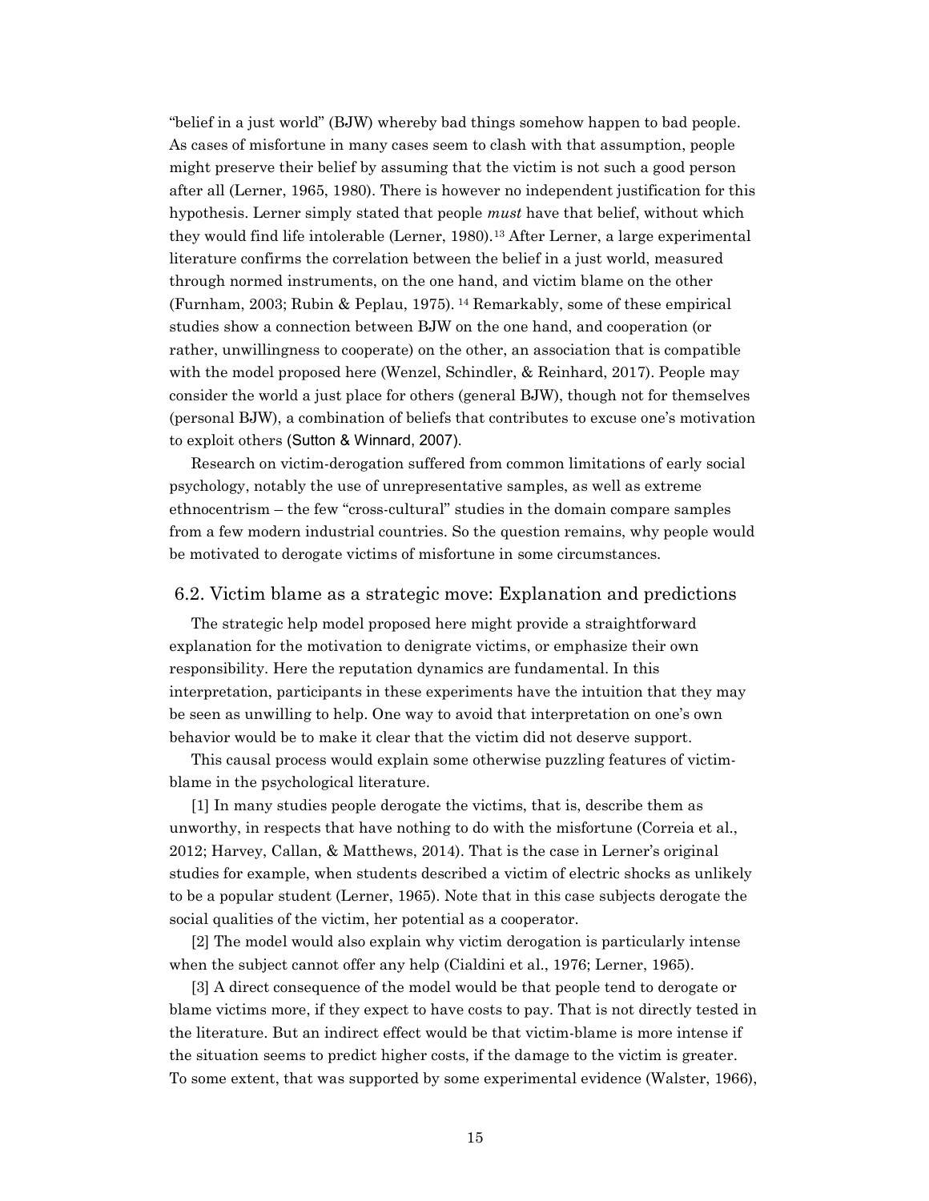"belief in a just world" (BJW) whereby bad things somehow happen to bad people. As cases of misfortune in many cases seem to clash with that assumption, people might preserve their belief by assuming that the victim is not such a good person after all (Lerner, 1965, 1980). There is however no independent justification for this hypothesis. Lerner simply stated that people *must* have that belief, without which they would find life intolerable (Lerner, 1980).[13] After Lerner, a large experimental literature confirms the correlation between the belief in a just world, measured through normed instruments, on the one hand, and victim blame on the other (Furnham, 2003; Rubin & Peplau, 1975).[14] Remarkably, some of these empirical studies show a connection between BJW on the one hand, and cooperation (or rather, unwillingness to cooperate) on the other, an association that is compatible with the model proposed here (Wenzel, Schindler, & Reinhard, 2017). People may consider the world a just place for others (general BJW), though not for themselves (personal BJW), a combination of beliefs that contributes to excuse one's motivation to exploit others (Sutton & Winnard, 2007).

Research on victim-derogation suffered from common limitations of early social psychology, notably the use of unrepresentative samples, as well as extreme ethnocentrism – the few "cross-cultural" studies in the domain compare samples from a few modern industrial countries. So the question remains, why people would be motivated to derogate victims of misfortune in some circumstances.

## 6.2. Victim blame as a strategic move: Explanation and predictions

The strategic help model proposed here might provide a straightforward explanation for the motivation to denigrate victims, or emphasize their own responsibility. Here the reputation dynamics are fundamental. In this interpretation, participants in these experiments have the intuition that they may be seen as unwilling to help. One way to avoid that interpretation on one's own behavior would be to make it clear that the victim did not deserve support.

This causal process would explain some otherwise puzzling features of victim-blame in the psychological literature.

[1] In many studies people derogate the victims, that is, describe them as unworthy, in respects that have nothing to do with the misfortune (Correia et al., 2012; Harvey, Callan, & Matthews, 2014). That is the case in Lerner's original studies for example, when students described a victim of electric shocks as unlikely to be a popular student (Lerner, 1965). Note that in this case subjects derogate the social qualities of the victim, her potential as a cooperator.

[2] The model would also explain why victim derogation is particularly intense when the subject cannot offer any help (Cialdini et al., 1976; Lerner, 1965).

[3] A direct consequence of the model would be that people tend to derogate or blame victims more, if they expect to have costs to pay. That is not directly tested in the literature. But an indirect effect would be that victim-blame is more intense if the situation seems to predict higher costs, if the damage to the victim is greater. To some extent, that was supported by some experimental evidence (Walster, 1966),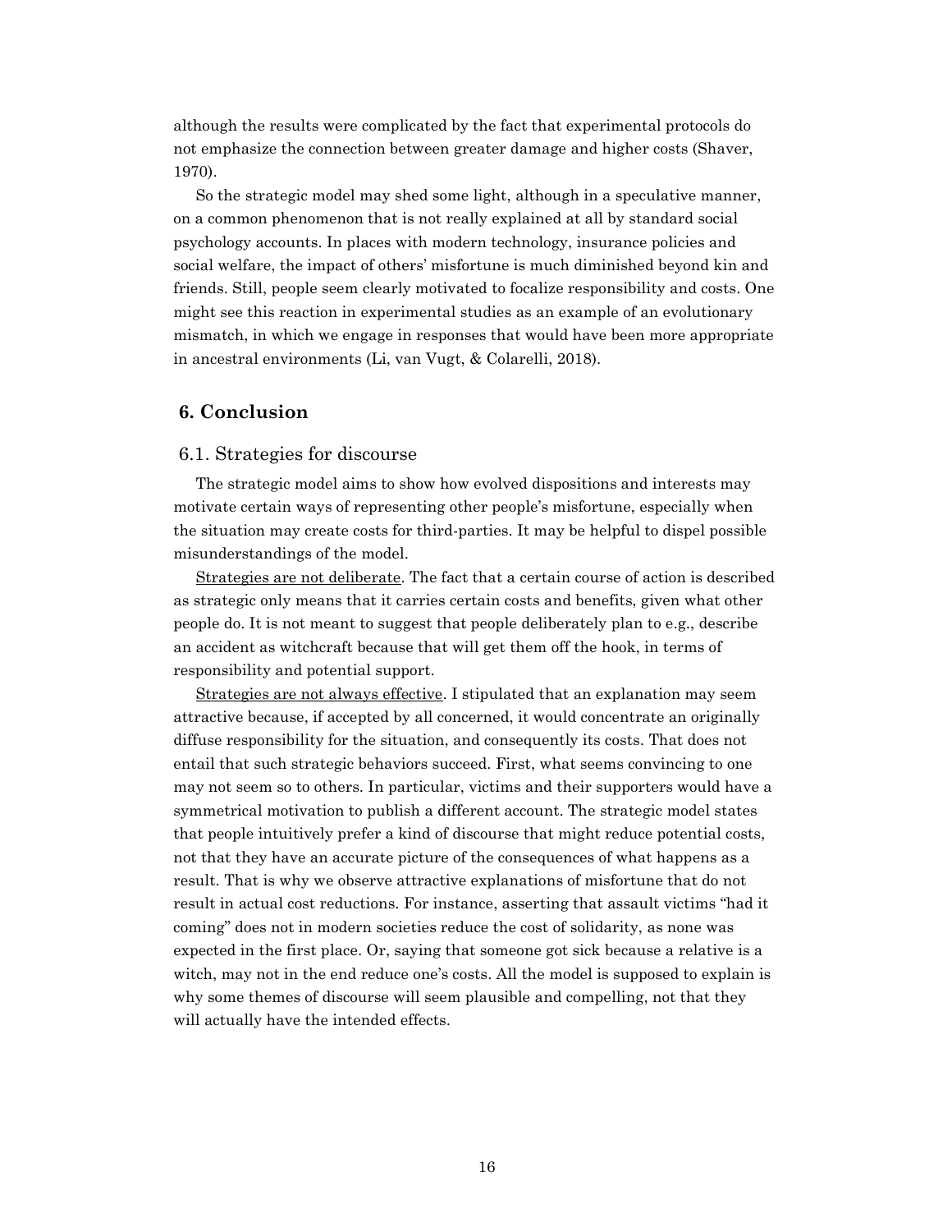although the results were complicated by the fact that experimental protocols do not emphasize the connection between greater damage and higher costs (Shaver, 1970).

So the strategic model may shed some light, although in a speculative manner, on a common phenomenon that is not really explained at all by standard social psychology accounts. In places with modern technology, insurance policies and social welfare, the impact of others' misfortune is much diminished beyond kin and friends. Still, people seem clearly motivated to focalize responsibility and costs. One might see this reaction in experimental studies as an example of an evolutionary mismatch, in which we engage in responses that would have been more appropriate in ancestral environments (Li, van Vugt, & Colarelli, 2018).

## 6. Conclusion

### 6.1. Strategies for discourse

The strategic model aims to show how evolved dispositions and interests may motivate certain ways of representing other people's misfortune, especially when the situation may create costs for third-parties. It may be helpful to dispel possible misunderstandings of the model.

<u>Strategies are not deliberate</u>. The fact that a certain course of action is described as strategic only means that it carries certain costs and benefits, given what other people do. It is not meant to suggest that people deliberately plan to e.g., describe an accident as witchcraft because that will get them off the hook, in terms of responsibility and potential support.

<u>Strategies are not always effective</u>. I stipulated that an explanation may seem attractive because, if accepted by all concerned, it would concentrate an originally diffuse responsibility for the situation, and consequently its costs. That does not entail that such strategic behaviors succeed. First, what seems convincing to one may not seem so to others. In particular, victims and their supporters would have a symmetrical motivation to publish a different account. The strategic model states that people intuitively prefer a kind of discourse that might reduce potential costs, not that they have an accurate picture of the consequences of what happens as a result. That is why we observe attractive explanations of misfortune that do not result in actual cost reductions. For instance, asserting that assault victims "had it coming" does not in modern societies reduce the cost of solidarity, as none was expected in the first place. Or, saying that someone got sick because a relative is a witch, may not in the end reduce one's costs. All the model is supposed to explain is why some themes of discourse will seem plausible and compelling, not that they will actually have the intended effects.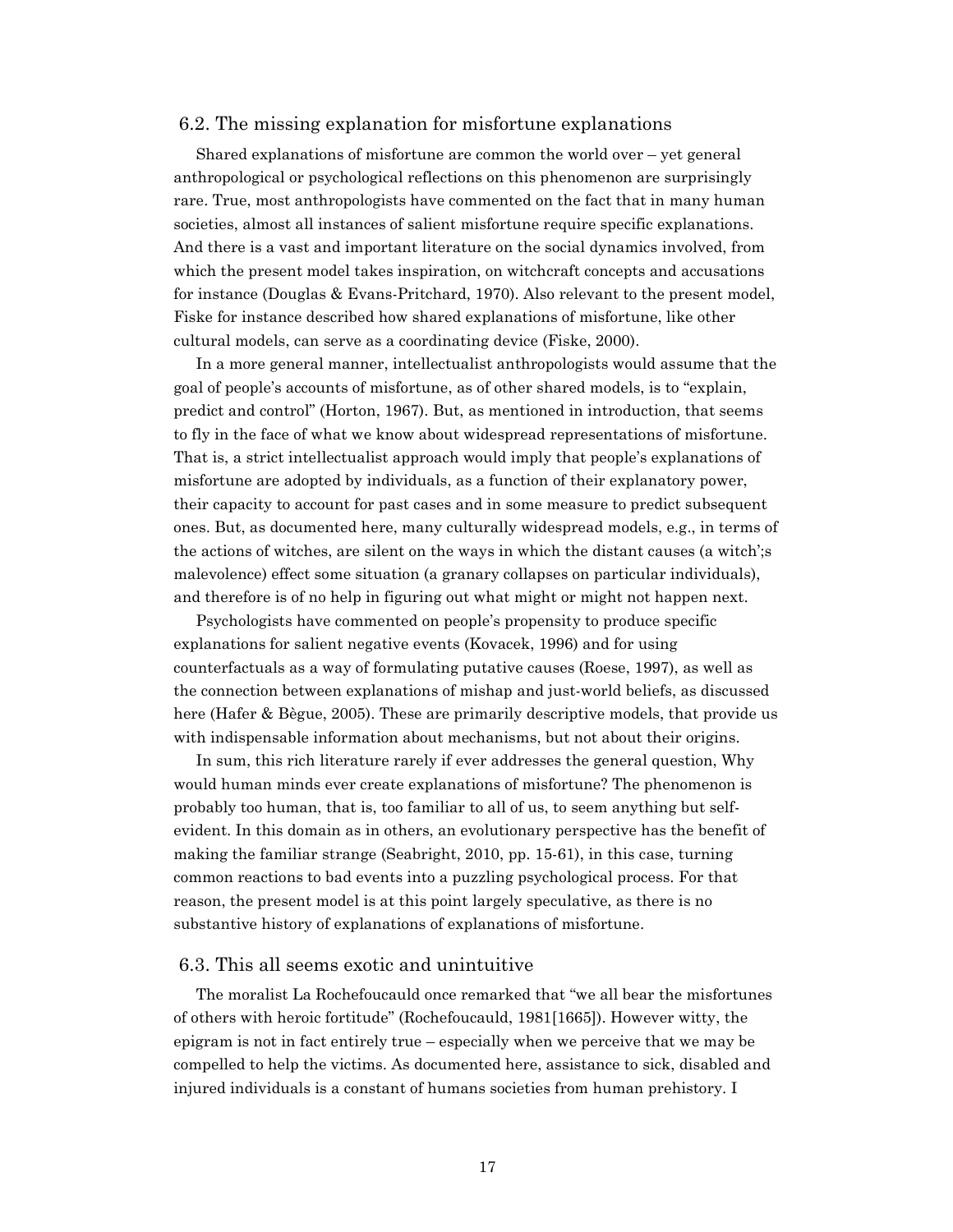## 6.2. The missing explanation for misfortune explanations

Shared explanations of misfortune are common the world over – yet general anthropological or psychological reflections on this phenomenon are surprisingly rare. True, most anthropologists have commented on the fact that in many human societies, almost all instances of salient misfortune require specific explanations. And there is a vast and important literature on the social dynamics involved, from which the present model takes inspiration, on witchcraft concepts and accusations for instance (Douglas & Evans-Pritchard, 1970). Also relevant to the present model, Fiske for instance described how shared explanations of misfortune, like other cultural models, can serve as a coordinating device (Fiske, 2000).

In a more general manner, intellectualist anthropologists would assume that the goal of people's accounts of misfortune, as of other shared models, is to "explain, predict and control" (Horton, 1967). But, as mentioned in introduction, that seems to fly in the face of what we know about widespread representations of misfortune. That is, a strict intellectualist approach would imply that people's explanations of misfortune are adopted by individuals, as a function of their explanatory power, their capacity to account for past cases and in some measure to predict subsequent ones. But, as documented here, many culturally widespread models, e.g., in terms of the actions of witches, are silent on the ways in which the distant causes (a witch';s malevolence) effect some situation (a granary collapses on particular individuals), and therefore is of no help in figuring out what might or might not happen next.

Psychologists have commented on people's propensity to produce specific explanations for salient negative events (Kovacek, 1996) and for using counterfactuals as a way of formulating putative causes (Roese, 1997), as well as the connection between explanations of mishap and just-world beliefs, as discussed here (Hafer & Bègue, 2005). These are primarily descriptive models, that provide us with indispensable information about mechanisms, but not about their origins.

In sum, this rich literature rarely if ever addresses the general question, Why would human minds ever create explanations of misfortune? The phenomenon is probably too human, that is, too familiar to all of us, to seem anything but self-evident. In this domain as in others, an evolutionary perspective has the benefit of making the familiar strange (Seabright, 2010, pp. 15-61), in this case, turning common reactions to bad events into a puzzling psychological process. For that reason, the present model is at this point largely speculative, as there is no substantive history of explanations of explanations of misfortune.

## 6.3. This all seems exotic and unintuitive

The moralist La Rochefoucauld once remarked that "we all bear the misfortunes of others with heroic fortitude" (Rochefoucauld, 1981[1665]). However witty, the epigram is not in fact entirely true – especially when we perceive that we may be compelled to help the victims. As documented here, assistance to sick, disabled and injured individuals is a constant of humans societies from human prehistory. I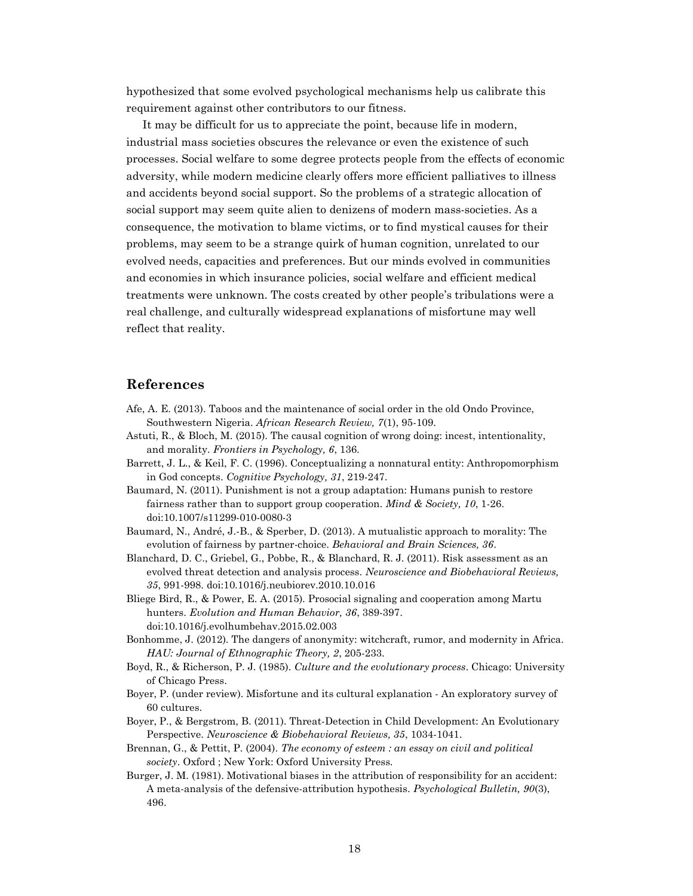hypothesized that some evolved psychological mechanisms help us calibrate this requirement against other contributors to our fitness.

It may be difficult for us to appreciate the point, because life in modern, industrial mass societies obscures the relevance or even the existence of such processes. Social welfare to some degree protects people from the effects of economic adversity, while modern medicine clearly offers more efficient palliatives to illness and accidents beyond social support. So the problems of a strategic allocation of social support may seem quite alien to denizens of modern mass-societies. As a consequence, the motivation to blame victims, or to find mystical causes for their problems, may seem to be a strange quirk of human cognition, unrelated to our evolved needs, capacities and preferences. But our minds evolved in communities and economies in which insurance policies, social welfare and efficient medical treatments were unknown. The costs created by other people's tribulations were a real challenge, and culturally widespread explanations of misfortune may well reflect that reality.

## References

Afe, A. E. (2013). Taboos and the maintenance of social order in the old Ondo Province, Southwestern Nigeria. *African Research Review, 7*(1), 95-109.

Astuti, R., & Bloch, M. (2015). The causal cognition of wrong doing: incest, intentionality, and morality. *Frontiers in Psychology, 6*, 136.

Barrett, J. L., & Keil, F. C. (1996). Conceptualizing a nonnatural entity: Anthropomorphism in God concepts. *Cognitive Psychology, 31*, 219-247.

Baumard, N. (2011). Punishment is not a group adaptation: Humans punish to restore fairness rather than to support group cooperation. *Mind & Society, 10*, 1-26. doi:10.1007/s11299-010-0080-3

Baumard, N., André, J.-B., & Sperber, D. (2013). A mutualistic approach to morality: The evolution of fairness by partner-choice. *Behavioral and Brain Sciences, 36*.

Blanchard, D. C., Griebel, G., Pobbe, R., & Blanchard, R. J. (2011). Risk assessment as an evolved threat detection and analysis process. *Neuroscience and Biobehavioral Reviews, 35*, 991-998. doi:10.1016/j.neubiorev.2010.10.016

Bliege Bird, R., & Power, E. A. (2015). Prosocial signaling and cooperation among Martu hunters. *Evolution and Human Behavior, 36*, 389-397. doi:10.1016/j.evolhumbehav.2015.02.003

Bonhomme, J. (2012). The dangers of anonymity: witchcraft, rumor, and modernity in Africa. *HAU: Journal of Ethnographic Theory, 2*, 205-233.

Boyd, R., & Richerson, P. J. (1985). *Culture and the evolutionary process*. Chicago: University of Chicago Press.

Boyer, P. (under review). Misfortune and its cultural explanation - An exploratory survey of 60 cultures.

Boyer, P., & Bergstrom, B. (2011). Threat-Detection in Child Development: An Evolutionary Perspective. *Neuroscience & Biobehavioral Reviews, 35*, 1034-1041.

Brennan, G., & Pettit, P. (2004). *The economy of esteem : an essay on civil and political society*. Oxford ; New York: Oxford University Press.

Burger, J. M. (1981). Motivational biases in the attribution of responsibility for an accident: A meta-analysis of the defensive-attribution hypothesis. *Psychological Bulletin, 90*(3), 496.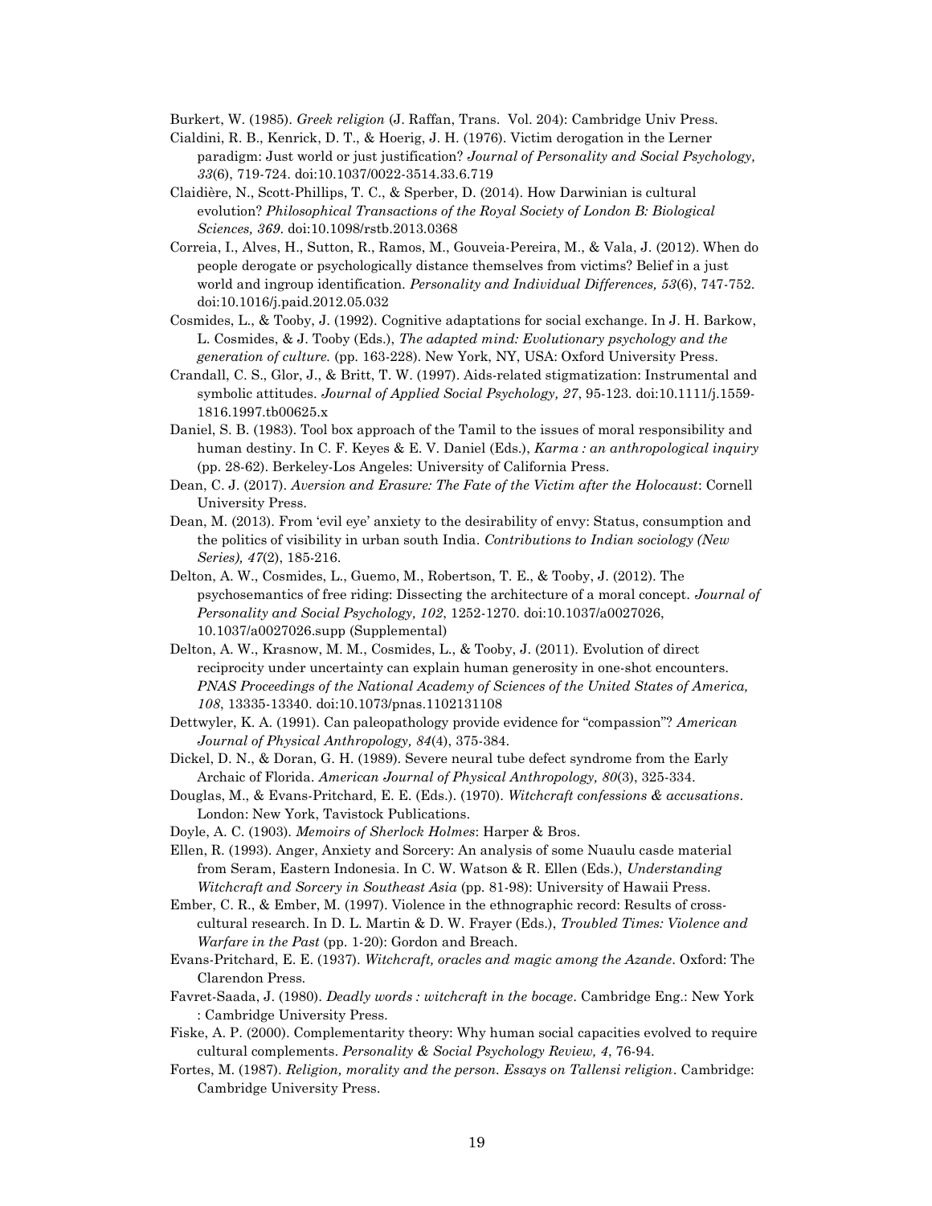Burkert, W. (1985). *Greek religion* (J. Raffan, Trans. Vol. 204): Cambridge Univ Press.

Cialdini, R. B., Kenrick, D. T., & Hoerig, J. H. (1976). Victim derogation in the Lerner paradigm: Just world or just justification? *Journal of Personality and Social Psychology, 33*(6), 719-724. doi:10.1037/0022-3514.33.6.719

Claidière, N., Scott-Phillips, T. C., & Sperber, D. (2014). How Darwinian is cultural evolution? *Philosophical Transactions of the Royal Society of London B: Biological Sciences, 369*. doi:10.1098/rstb.2013.0368

Correia, I., Alves, H., Sutton, R., Ramos, M., Gouveia-Pereira, M., & Vala, J. (2012). When do people derogate or psychologically distance themselves from victims? Belief in a just world and ingroup identification. *Personality and Individual Differences, 53*(6), 747-752. doi:10.1016/j.paid.2012.05.032

Cosmides, L., & Tooby, J. (1992). Cognitive adaptations for social exchange. In J. H. Barkow, L. Cosmides, & J. Tooby (Eds.), *The adapted mind: Evolutionary psychology and the generation of culture.* (pp. 163-228). New York, NY, USA: Oxford University Press.

Crandall, C. S., Glor, J., & Britt, T. W. (1997). Aids-related stigmatization: Instrumental and symbolic attitudes. *Journal of Applied Social Psychology, 27*, 95-123. doi:10.1111/j.1559-1816.1997.tb00625.x

Daniel, S. B. (1983). Tool box approach of the Tamil to the issues of moral responsibility and human destiny. In C. F. Keyes & E. V. Daniel (Eds.), *Karma : an anthropological inquiry* (pp. 28-62). Berkeley-Los Angeles: University of California Press.

Dean, C. J. (2017). *Aversion and Erasure: The Fate of the Victim after the Holocaust*: Cornell University Press.

Dean, M. (2013). From 'evil eye' anxiety to the desirability of envy: Status, consumption and the politics of visibility in urban south India. *Contributions to Indian sociology (New Series), 47*(2), 185-216.

Delton, A. W., Cosmides, L., Guemo, M., Robertson, T. E., & Tooby, J. (2012). The psychosemantics of free riding: Dissecting the architecture of a moral concept. *Journal of Personality and Social Psychology, 102*, 1252-1270. doi:10.1037/a0027026, 10.1037/a0027026.supp (Supplemental)

Delton, A. W., Krasnow, M. M., Cosmides, L., & Tooby, J. (2011). Evolution of direct reciprocity under uncertainty can explain human generosity in one-shot encounters. *PNAS Proceedings of the National Academy of Sciences of the United States of America, 108*, 13335-13340. doi:10.1073/pnas.1102131108

Dettwyler, K. A. (1991). Can paleopathology provide evidence for "compassion"? *American Journal of Physical Anthropology, 84*(4), 375-384.

Dickel, D. N., & Doran, G. H. (1989). Severe neural tube defect syndrome from the Early Archaic of Florida. *American Journal of Physical Anthropology, 80*(3), 325-334.

Douglas, M., & Evans-Pritchard, E. E. (Eds.). (1970). *Witchcraft confessions & accusations*. London: New York, Tavistock Publications.

Doyle, A. C. (1903). *Memoirs of Sherlock Holmes*: Harper & Bros.

Ellen, R. (1993). Anger, Anxiety and Sorcery: An analysis of some Nuaulu casde material from Seram, Eastern Indonesia. In C. W. Watson & R. Ellen (Eds.), *Understanding Witchcraft and Sorcery in Southeast Asia* (pp. 81-98): University of Hawaii Press.

Ember, C. R., & Ember, M. (1997). Violence in the ethnographic record: Results of cross-cultural research. In D. L. Martin & D. W. Frayer (Eds.), *Troubled Times: Violence and Warfare in the Past* (pp. 1-20): Gordon and Breach.

Evans-Pritchard, E. E. (1937). *Witchcraft, oracles and magic among the Azande*. Oxford: The Clarendon Press.

Favret-Saada, J. (1980). *Deadly words : witchcraft in the bocage*. Cambridge Eng.: New York : Cambridge University Press.

Fiske, A. P. (2000). Complementarity theory: Why human social capacities evolved to require cultural complements. *Personality & Social Psychology Review, 4*, 76-94.

Fortes, M. (1987). *Religion, morality and the person. Essays on Tallensi religion*. Cambridge: Cambridge University Press.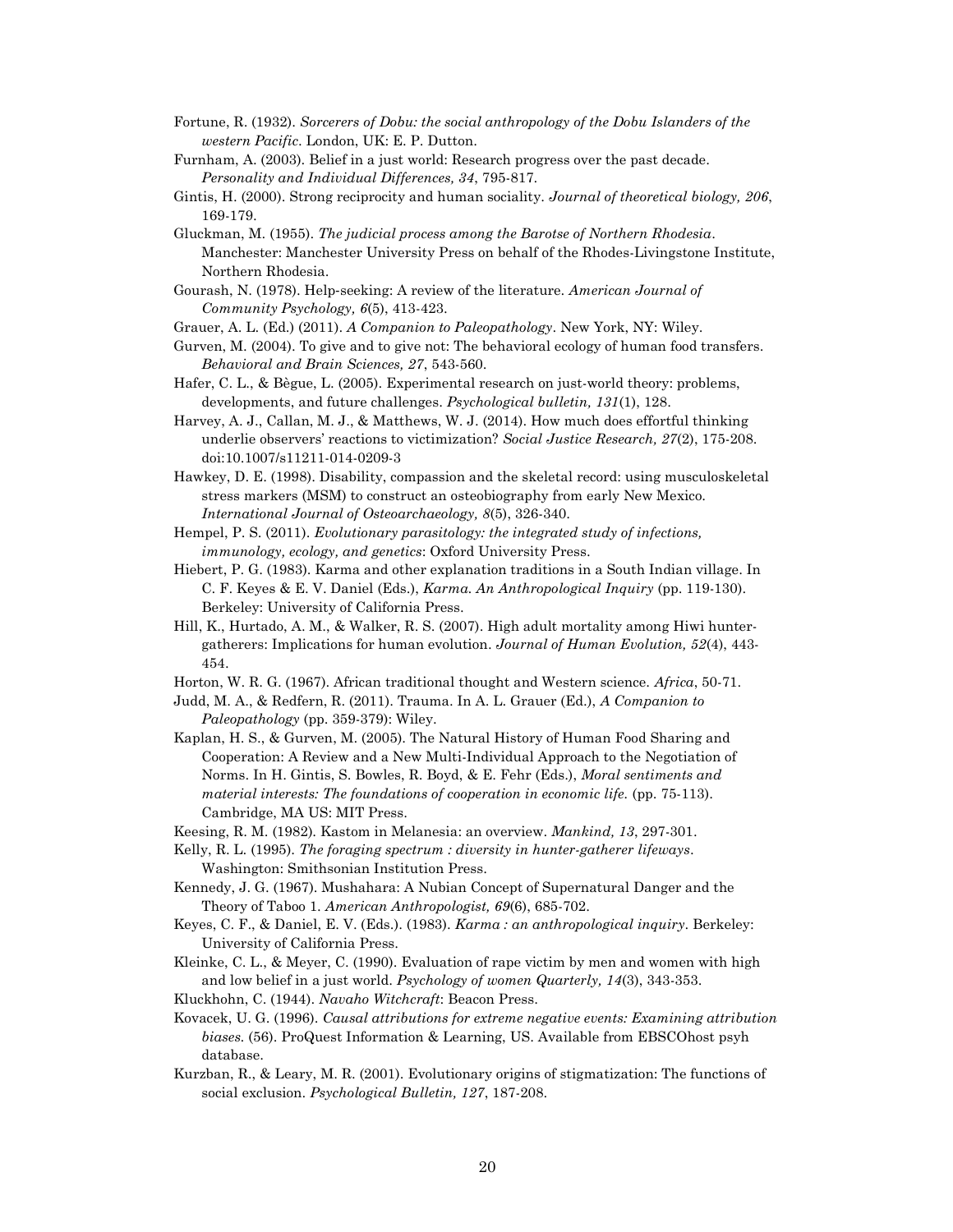Fortune, R. (1932). *Sorcerers of Dobu: the social anthropology of the Dobu Islanders of the western Pacific*. London, UK: E. P. Dutton.

Furnham, A. (2003). Belief in a just world: Research progress over the past decade. *Personality and Individual Differences, 34*, 795-817.

Gintis, H. (2000). Strong reciprocity and human sociality. *Journal of theoretical biology, 206*, 169-179.

Gluckman, M. (1955). *The judicial process among the Barotse of Northern Rhodesia*. Manchester: Manchester University Press on behalf of the Rhodes-Livingstone Institute, Northern Rhodesia.

Gourash, N. (1978). Help-seeking: A review of the literature. *American Journal of Community Psychology, 6*(5), 413-423.

Grauer, A. L. (Ed.) (2011). *A Companion to Paleopathology*. New York, NY: Wiley.

Gurven, M. (2004). To give and to give not: The behavioral ecology of human food transfers. *Behavioral and Brain Sciences, 27*, 543-560.

Hafer, C. L., & Bègue, L. (2005). Experimental research on just-world theory: problems, developments, and future challenges. *Psychological bulletin, 131*(1), 128.

Harvey, A. J., Callan, M. J., & Matthews, W. J. (2014). How much does effortful thinking underlie observers' reactions to victimization? *Social Justice Research, 27*(2), 175-208. doi:10.1007/s11211-014-0209-3

Hawkey, D. E. (1998). Disability, compassion and the skeletal record: using musculoskeletal stress markers (MSM) to construct an osteobiography from early New Mexico. *International Journal of Osteoarchaeology, 8*(5), 326-340.

Hempel, P. S. (2011). *Evolutionary parasitology: the integrated study of infections, immunology, ecology, and genetics*: Oxford University Press.

Hiebert, P. G. (1983). Karma and other explanation traditions in a South Indian village. In C. F. Keyes & E. V. Daniel (Eds.), *Karma. An Anthropological Inquiry* (pp. 119-130). Berkeley: University of California Press.

Hill, K., Hurtado, A. M., & Walker, R. S. (2007). High adult mortality among Hiwi hunter-gatherers: Implications for human evolution. *Journal of Human Evolution, 52*(4), 443-454.

Horton, W. R. G. (1967). African traditional thought and Western science. *Africa*, 50-71.

Judd, M. A., & Redfern, R. (2011). Trauma. In A. L. Grauer (Ed.), *A Companion to Paleopathology* (pp. 359-379): Wiley.

Kaplan, H. S., & Gurven, M. (2005). The Natural History of Human Food Sharing and Cooperation: A Review and a New Multi-Individual Approach to the Negotiation of Norms. In H. Gintis, S. Bowles, R. Boyd, & E. Fehr (Eds.), *Moral sentiments and material interests: The foundations of cooperation in economic life.* (pp. 75-113). Cambridge, MA US: MIT Press.

Keesing, R. M. (1982). Kastom in Melanesia: an overview. *Mankind, 13*, 297-301.

Kelly, R. L. (1995). *The foraging spectrum : diversity in hunter-gatherer lifeways*. Washington: Smithsonian Institution Press.

Kennedy, J. G. (1967). Mushahara: A Nubian Concept of Supernatural Danger and the Theory of Taboo 1. *American Anthropologist, 69*(6), 685-702.

Keyes, C. F., & Daniel, E. V. (Eds.). (1983). *Karma : an anthropological inquiry*. Berkeley: University of California Press.

Kleinke, C. L., & Meyer, C. (1990). Evaluation of rape victim by men and women with high and low belief in a just world. *Psychology of women Quarterly, 14*(3), 343-353.

Kluckhohn, C. (1944). *Navaho Witchcraft*: Beacon Press.

Kovacek, U. G. (1996). *Causal attributions for extreme negative events: Examining attribution biases.* (56). ProQuest Information & Learning, US. Available from EBSCOhost psyh database.

Kurzban, R., & Leary, M. R. (2001). Evolutionary origins of stigmatization: The functions of social exclusion. *Psychological Bulletin, 127*, 187-208.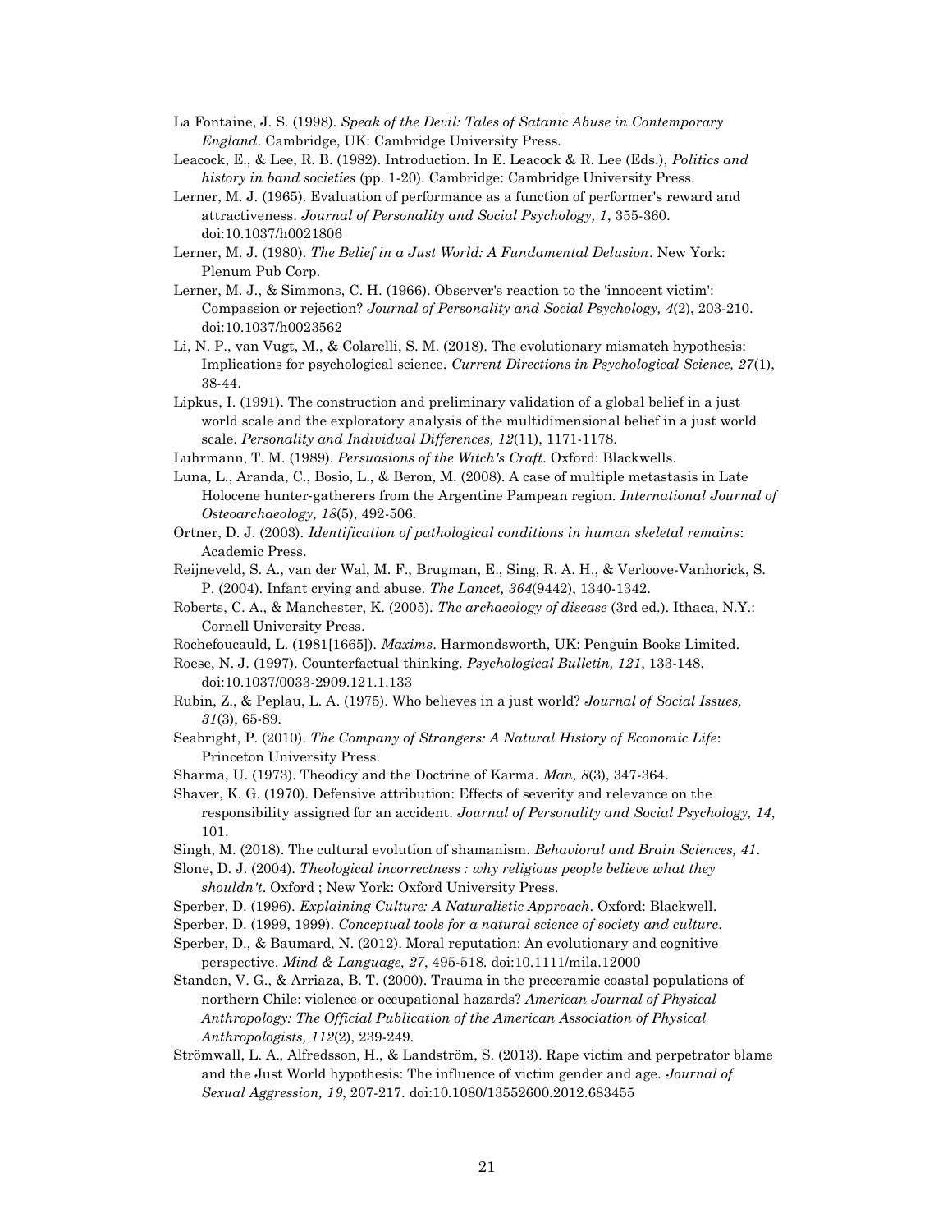La Fontaine, J. S. (1998). *Speak of the Devil: Tales of Satanic Abuse in Contemporary England*. Cambridge, UK: Cambridge University Press.

Leacock, E., & Lee, R. B. (1982). Introduction. In E. Leacock & R. Lee (Eds.), *Politics and history in band societies* (pp. 1-20). Cambridge: Cambridge University Press.

Lerner, M. J. (1965). Evaluation of performance as a function of performer's reward and attractiveness. *Journal of Personality and Social Psychology, 1*, 355-360. doi:10.1037/h0021806

Lerner, M. J. (1980). *The Belief in a Just World: A Fundamental Delusion*. New York: Plenum Pub Corp.

Lerner, M. J., & Simmons, C. H. (1966). Observer's reaction to the 'innocent victim': Compassion or rejection? *Journal of Personality and Social Psychology, 4*(2), 203-210. doi:10.1037/h0023562

Li, N. P., van Vugt, M., & Colarelli, S. M. (2018). The evolutionary mismatch hypothesis: Implications for psychological science. *Current Directions in Psychological Science, 27*(1), 38-44.

Lipkus, I. (1991). The construction and preliminary validation of a global belief in a just world scale and the exploratory analysis of the multidimensional belief in a just world scale. *Personality and Individual Differences, 12*(11), 1171-1178.

Luhrmann, T. M. (1989). *Persuasions of the Witch's Craft*. Oxford: Blackwells.

Luna, L., Aranda, C., Bosio, L., & Beron, M. (2008). A case of multiple metastasis in Late Holocene hunter-gatherers from the Argentine Pampean region. *International Journal of Osteoarchaeology, 18*(5), 492-506.

Ortner, D. J. (2003). *Identification of pathological conditions in human skeletal remains*: Academic Press.

Reijneveld, S. A., van der Wal, M. F., Brugman, E., Sing, R. A. H., & Verloove-Vanhorick, S. P. (2004). Infant crying and abuse. *The Lancet, 364*(9442), 1340-1342.

Roberts, C. A., & Manchester, K. (2005). *The archaeology of disease* (3rd ed.). Ithaca, N.Y.: Cornell University Press.

Rochefoucauld, L. (1981[1665]). *Maxims*. Harmondsworth, UK: Penguin Books Limited.

Roese, N. J. (1997). Counterfactual thinking. *Psychological Bulletin, 121*, 133-148. doi:10.1037/0033-2909.121.1.133

Rubin, Z., & Peplau, L. A. (1975). Who believes in a just world? *Journal of Social Issues, 31*(3), 65-89.

Seabright, P. (2010). *The Company of Strangers: A Natural History of Economic Life*: Princeton University Press.

Sharma, U. (1973). Theodicy and the Doctrine of Karma. *Man, 8*(3), 347-364.

Shaver, K. G. (1970). Defensive attribution: Effects of severity and relevance on the responsibility assigned for an accident. *Journal of Personality and Social Psychology, 14*, 101.

Singh, M. (2018). The cultural evolution of shamanism. *Behavioral and Brain Sciences, 41*.

Slone, D. J. (2004). *Theological incorrectness : why religious people believe what they shouldn't*. Oxford ; New York: Oxford University Press.

Sperber, D. (1996). *Explaining Culture: A Naturalistic Approach*. Oxford: Blackwell.

Sperber, D. (1999, 1999). *Conceptual tools for a natural science of society and culture*.

Sperber, D., & Baumard, N. (2012). Moral reputation: An evolutionary and cognitive perspective. *Mind & Language, 27*, 495-518. doi:10.1111/mila.12000

Standen, V. G., & Arriaza, B. T. (2000). Trauma in the preceramic coastal populations of northern Chile: violence or occupational hazards? *American Journal of Physical Anthropology: The Official Publication of the American Association of Physical Anthropologists, 112*(2), 239-249.

Strömwall, L. A., Alfredsson, H., & Landström, S. (2013). Rape victim and perpetrator blame and the Just World hypothesis: The influence of victim gender and age. *Journal of Sexual Aggression, 19*, 207-217. doi:10.1080/13552600.2012.683455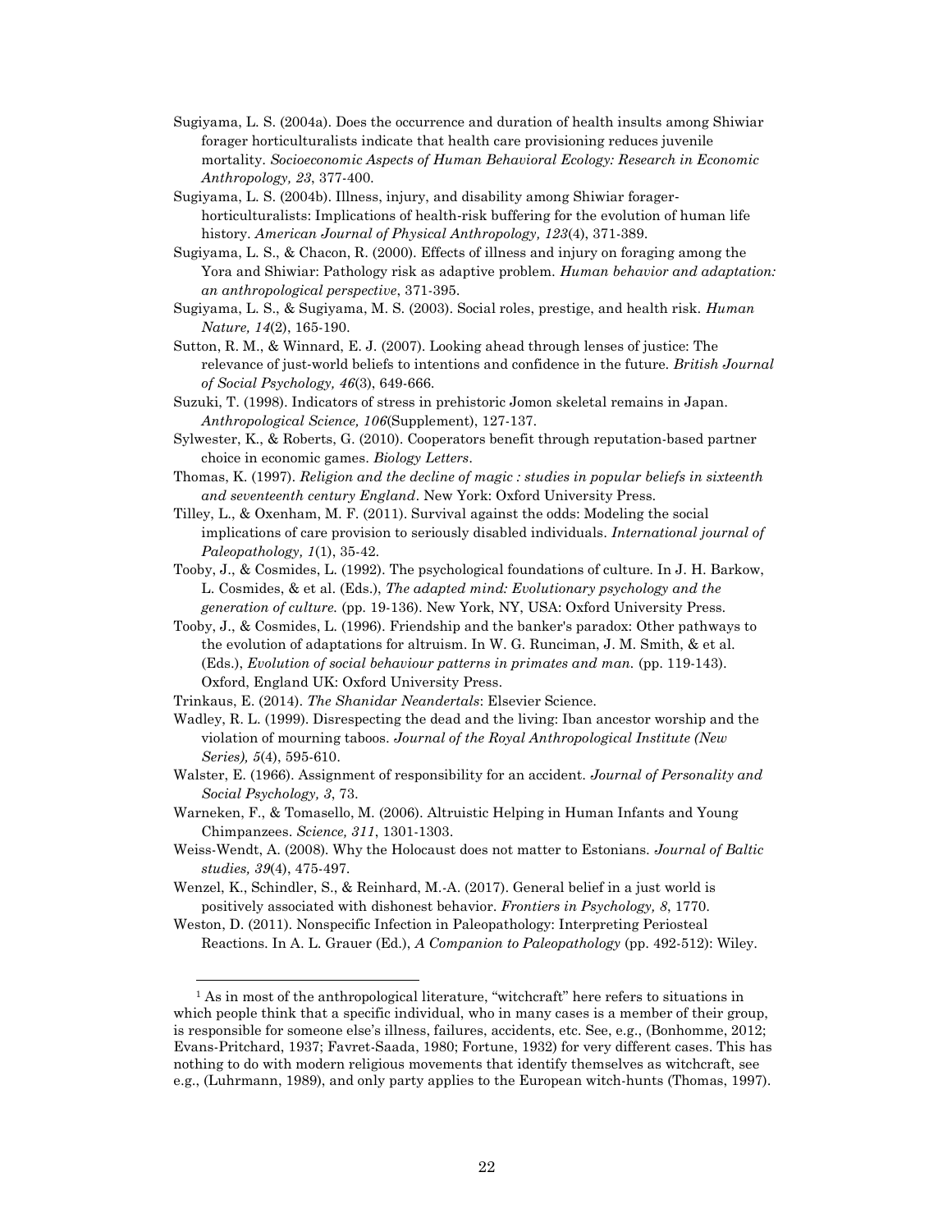Sugiyama, L. S. (2004a). Does the occurrence and duration of health insults among Shiwiar forager horticulturalists indicate that health care provisioning reduces juvenile mortality. *Socioeconomic Aspects of Human Behavioral Ecology: Research in Economic Anthropology, 23*, 377-400.

Sugiyama, L. S. (2004b). Illness, injury, and disability among Shiwiar forager-horticulturalists: Implications of health-risk buffering for the evolution of human life history. *American Journal of Physical Anthropology, 123*(4), 371-389.

Sugiyama, L. S., & Chacon, R. (2000). Effects of illness and injury on foraging among the Yora and Shiwiar: Pathology risk as adaptive problem. *Human behavior and adaptation: an anthropological perspective*, 371-395.

Sugiyama, L. S., & Sugiyama, M. S. (2003). Social roles, prestige, and health risk. *Human Nature, 14*(2), 165-190.

Sutton, R. M., & Winnard, E. J. (2007). Looking ahead through lenses of justice: The relevance of just-world beliefs to intentions and confidence in the future. *British Journal of Social Psychology, 46*(3), 649-666.

Suzuki, T. (1998). Indicators of stress in prehistoric Jomon skeletal remains in Japan. *Anthropological Science, 106*(Supplement), 127-137.

Sylwester, K., & Roberts, G. (2010). Cooperators benefit through reputation-based partner choice in economic games. *Biology Letters*.

Thomas, K. (1997). *Religion and the decline of magic : studies in popular beliefs in sixteenth and seventeenth century England*. New York: Oxford University Press.

Tilley, L., & Oxenham, M. F. (2011). Survival against the odds: Modeling the social implications of care provision to seriously disabled individuals. *International journal of Paleopathology, 1*(1), 35-42.

Tooby, J., & Cosmides, L. (1992). The psychological foundations of culture. In J. H. Barkow, L. Cosmides, & et al. (Eds.), *The adapted mind: Evolutionary psychology and the generation of culture.* (pp. 19-136). New York, NY, USA: Oxford University Press.

Tooby, J., & Cosmides, L. (1996). Friendship and the banker's paradox: Other pathways to the evolution of adaptations for altruism. In W. G. Runciman, J. M. Smith, & et al. (Eds.), *Evolution of social behaviour patterns in primates and man.* (pp. 119-143). Oxford, England UK: Oxford University Press.

Trinkaus, E. (2014). *The Shanidar Neandertals*: Elsevier Science.

Wadley, R. L. (1999). Disrespecting the dead and the living: Iban ancestor worship and the violation of mourning taboos. *Journal of the Royal Anthropological Institute (New Series), 5*(4), 595-610.

Walster, E. (1966). Assignment of responsibility for an accident. *Journal of Personality and Social Psychology, 3*, 73.

Warneken, F., & Tomasello, M. (2006). Altruistic Helping in Human Infants and Young Chimpanzees. *Science, 311*, 1301-1303.

Weiss-Wendt, A. (2008). Why the Holocaust does not matter to Estonians. *Journal of Baltic studies, 39*(4), 475-497.

Wenzel, K., Schindler, S., & Reinhard, M.-A. (2017). General belief in a just world is positively associated with dishonest behavior. *Frontiers in Psychology, 8*, 1770.

Weston, D. (2011). Nonspecific Infection in Paleopathology: Interpreting Periosteal Reactions. In A. L. Grauer (Ed.), *A Companion to Paleopathology* (pp. 492-512): Wiley.

---

[1] As in most of the anthropological literature, "witchcraft" here refers to situations in which people think that a specific individual, who in many cases is a member of their group, is responsible for someone else's illness, failures, accidents, etc. See, e.g., (Bonhomme, 2012; Evans-Pritchard, 1937; Favret-Saada, 1980; Fortune, 1932) for very different cases. This has nothing to do with modern religious movements that identify themselves as witchcraft, see e.g., (Luhrmann, 1989), and only party applies to the European witch-hunts (Thomas, 1997).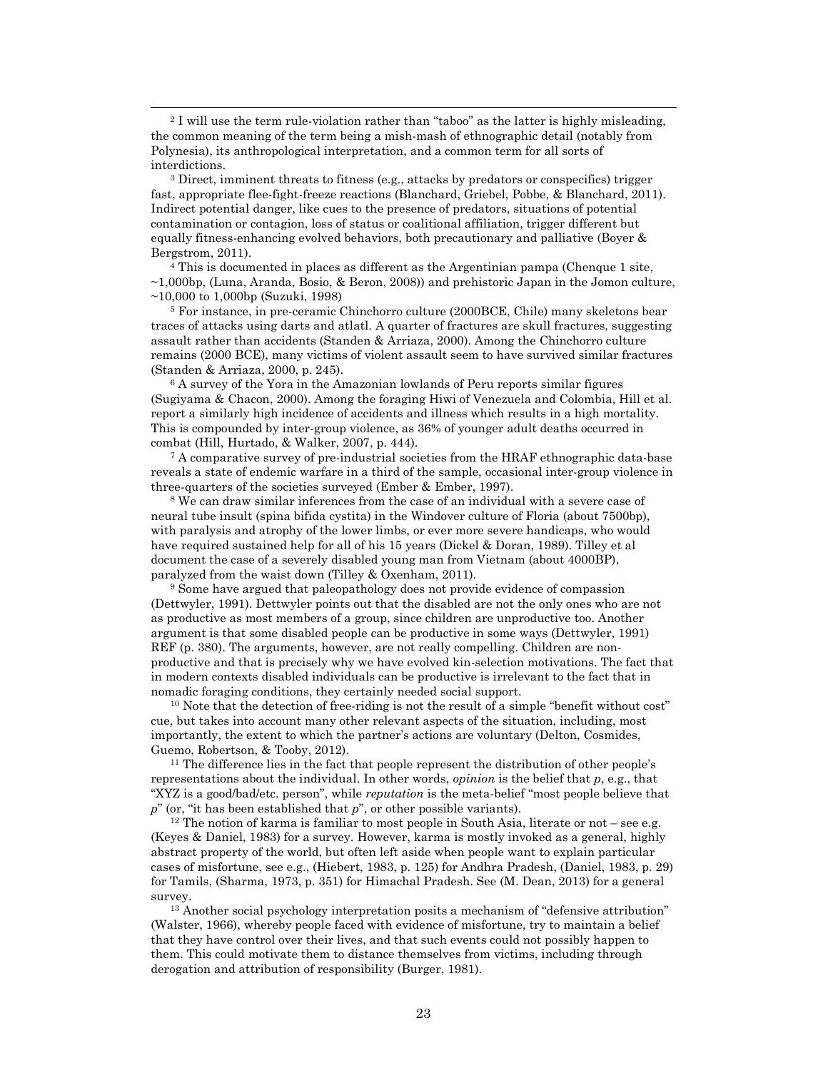[2] I will use the term rule-violation rather than "taboo" as the latter is highly misleading, the common meaning of the term being a mish-mash of ethnographic detail (notably from Polynesia), its anthropological interpretation, and a common term for all sorts of interdictions.

[3] Direct, imminent threats to fitness (e.g., attacks by predators or conspecifics) trigger fast, appropriate flee-fight-freeze reactions (Blanchard, Griebel, Pobbe, & Blanchard, 2011). Indirect potential danger, like cues to the presence of predators, situations of potential contamination or contagion, loss of status or coalitional affiliation, trigger different but equally fitness-enhancing evolved behaviors, both precautionary and palliative (Boyer & Bergstrom, 2011).

[4] This is documented in places as different as the Argentinian pampa (Chenque 1 site, ~1,000bp, (Luna, Aranda, Bosio, & Beron, 2008)) and prehistoric Japan in the Jomon culture, ~10,000 to 1,000bp (Suzuki, 1998)

[5] For instance, in pre-ceramic Chinchorro culture (2000BCE, Chile) many skeletons bear traces of attacks using darts and atlatl. A quarter of fractures are skull fractures, suggesting assault rather than accidents (Standen & Arriaza, 2000). Among the Chinchorro culture remains (2000 BCE), many victims of violent assault seem to have survived similar fractures (Standen & Arriaza, 2000, p. 245).

[6] A survey of the Yora in the Amazonian lowlands of Peru reports similar figures (Sugiyama & Chacon, 2000). Among the foraging Hiwi of Venezuela and Colombia, Hill et al. report a similarly high incidence of accidents and illness which results in a high mortality. This is compounded by inter-group violence, as 36% of younger adult deaths occurred in combat (Hill, Hurtado, & Walker, 2007, p. 444).

[7] A comparative survey of pre-industrial societies from the HRAF ethnographic data-base reveals a state of endemic warfare in a third of the sample, occasional inter-group violence in three-quarters of the societies surveyed (Ember & Ember, 1997).

[8] We can draw similar inferences from the case of an individual with a severe case of neural tube insult (spina bifida cystita) in the Windover culture of Floria (about 7500bp), with paralysis and atrophy of the lower limbs, or ever more severe handicaps, who would have required sustained help for all of his 15 years (Dickel & Doran, 1989). Tilley et al document the case of a severely disabled young man from Vietnam (about 4000BP), paralyzed from the waist down (Tilley & Oxenham, 2011).

[9] Some have argued that paleopathology does not provide evidence of compassion (Dettwyler, 1991). Dettwyler points out that the disabled are not the only ones who are not as productive as most members of a group, since children are unproductive too. Another argument is that some disabled people can be productive in some ways (Dettwyler, 1991) REF (p. 380). The arguments, however, are not really compelling. Children are non-productive and that is precisely why we have evolved kin-selection motivations. The fact that in modern contexts disabled individuals can be productive is irrelevant to the fact that in nomadic foraging conditions, they certainly needed social support.

[10] Note that the detection of free-riding is not the result of a simple "benefit without cost" cue, but takes into account many other relevant aspects of the situation, including, most importantly, the extent to which the partner's actions are voluntary (Delton, Cosmides, Guemo, Robertson, & Tooby, 2012).

[11] The difference lies in the fact that people represent the distribution of other people's representations about the individual. In other words, *opinion* is the belief that *p*, e.g., that "XYZ is a good/bad/etc. person", while *reputation* is the meta-belief "most people believe that *p*" (or, "it has been established that *p*", or other possible variants).

[12] The notion of karma is familiar to most people in South Asia, literate or not – see e.g. (Keyes & Daniel, 1983) for a survey. However, karma is mostly invoked as a general, highly abstract property of the world, but often left aside when people want to explain particular cases of misfortune, see e.g., (Hiebert, 1983, p. 125) for Andhra Pradesh, (Daniel, 1983, p. 29) for Tamils, (Sharma, 1973, p. 351) for Himachal Pradesh. See (M. Dean, 2013) for a general survey.

[13] Another social psychology interpretation posits a mechanism of "defensive attribution" (Walster, 1966), whereby people faced with evidence of misfortune, try to maintain a belief that they have control over their lives, and that such events could not possibly happen to them. This could motivate them to distance themselves from victims, including through derogation and attribution of responsibility (Burger, 1981).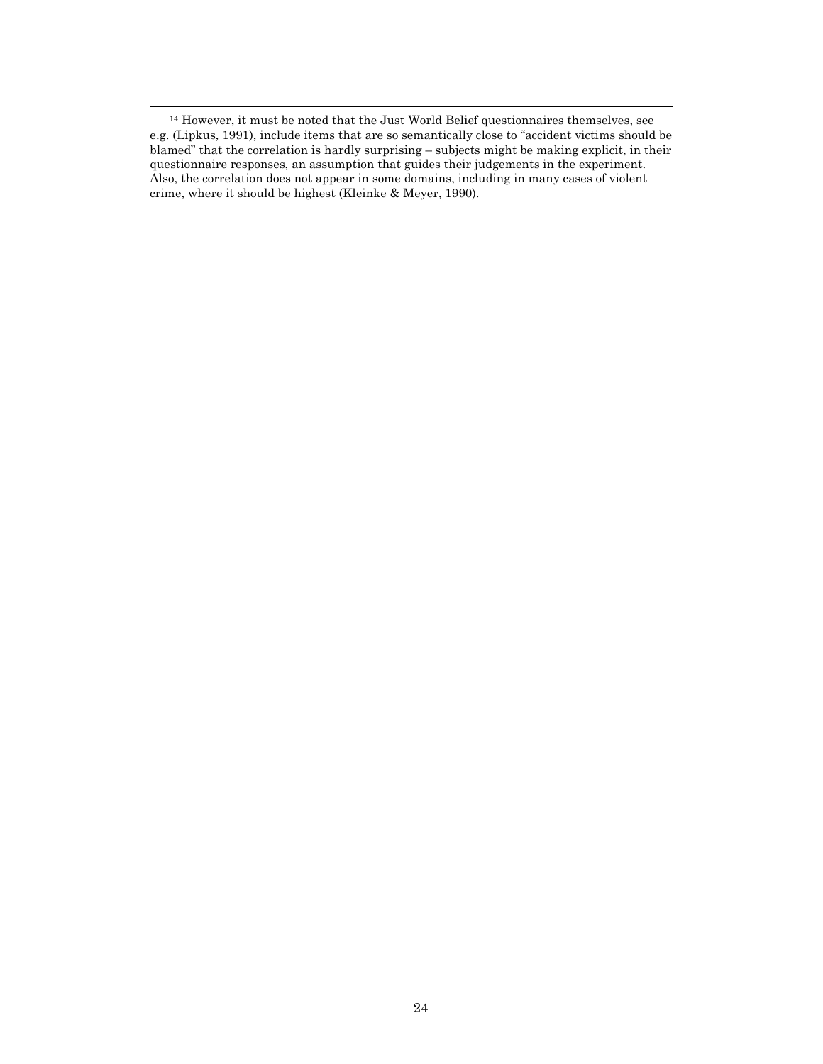[14] However, it must be noted that the Just World Belief questionnaires themselves, see e.g. (Lipkus, 1991), include items that are so semantically close to "accident victims should be blamed" that the correlation is hardly surprising – subjects might be making explicit, in their questionnaire responses, an assumption that guides their judgements in the experiment. Also, the correlation does not appear in some domains, including in many cases of violent crime, where it should be highest (Kleinke & Meyer, 1990).